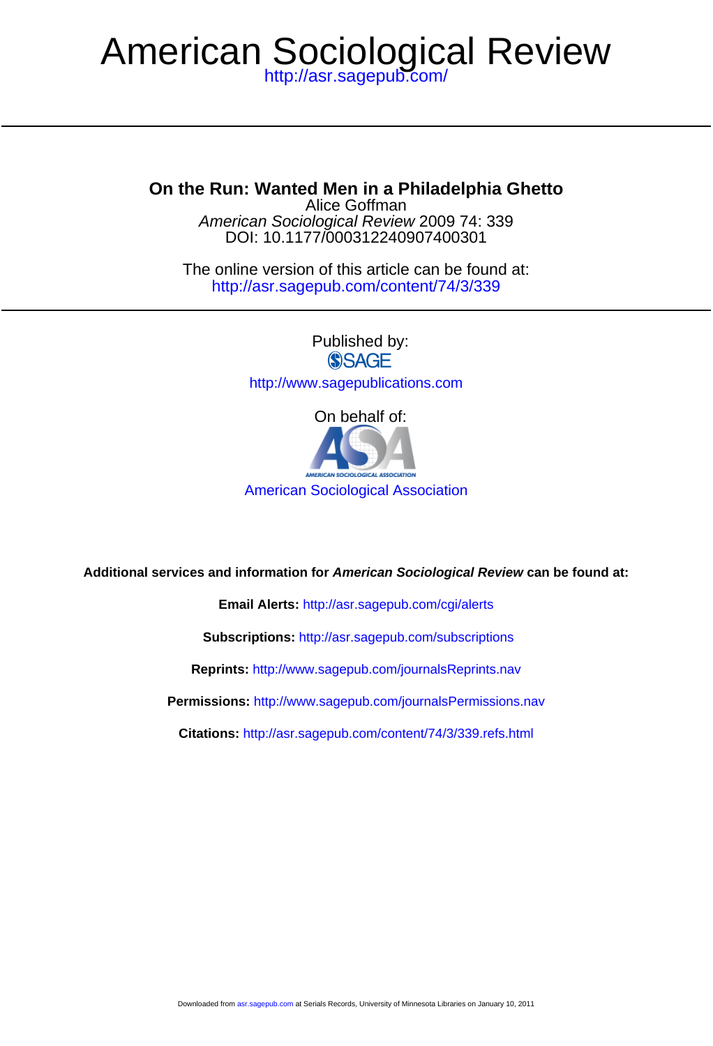# American Sociological Review

http://asr.sagepub.com/

---

## On the Run: Wanted Men in a Philadelphia Ghetto

Alice Goffman

*American Sociological Review* 2009 74: 339

DOI: 10.1177/000312240907400301

The online version of this article can be found at:

http://asr.sagepub.com/content/74/3/339

---

Published by:

SAGE

http://www.sagepublications.com

On behalf of:

AMERICAN SOCIOLOGICAL ASSOCIATION

American Sociological Association

**Additional services and information for *American Sociological Review* can be found at:**

**Email Alerts:** http://asr.sagepub.com/cgi/alerts

**Subscriptions:** http://asr.sagepub.com/subscriptions

**Reprints:** http://www.sagepub.com/journalsReprints.nav

**Permissions:** http://www.sagepub.com/journalsPermissions.nav

**Citations:** http://asr.sagepub.com/content/74/3/339.refs.html

Downloaded from asr.sagepub.com at Serials Records, University of Minnesota Libraries on January 10, 2011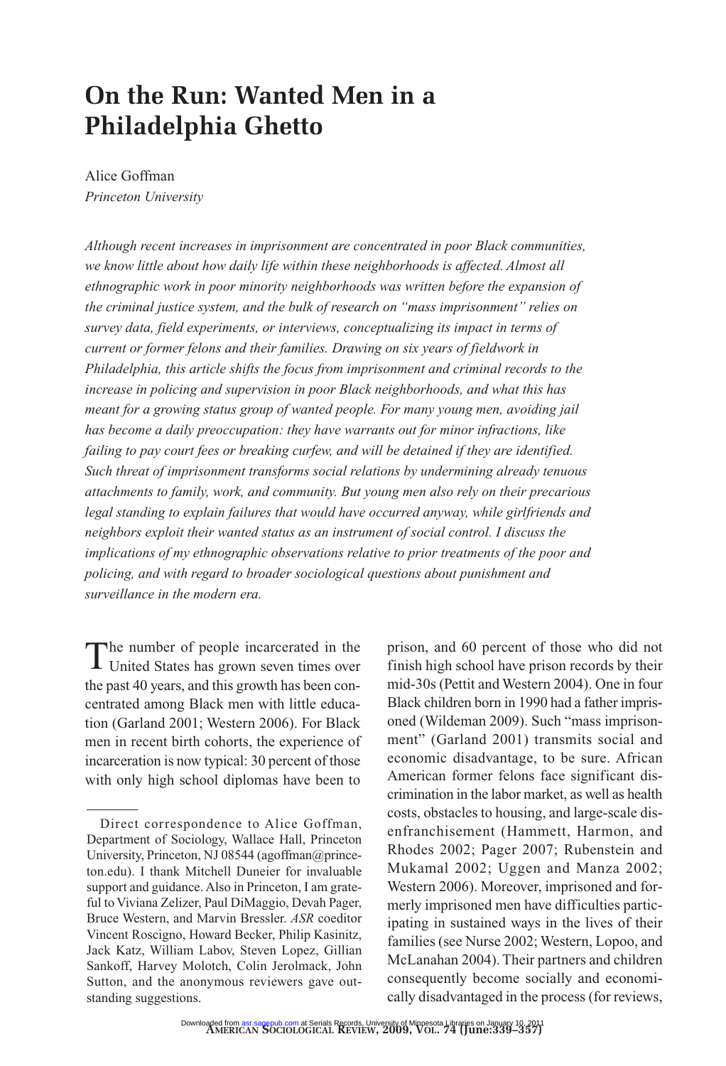# On the Run: Wanted Men in a Philadelphia Ghetto

Alice Goffman
*Princeton University*

*Although recent increases in imprisonment are concentrated in poor Black communities, we know little about how daily life within these neighborhoods is affected. Almost all ethnographic work in poor minority neighborhoods was written before the expansion of the criminal justice system, and the bulk of research on "mass imprisonment" relies on survey data, field experiments, or interviews, conceptualizing its impact in terms of current or former felons and their families. Drawing on six years of fieldwork in Philadelphia, this article shifts the focus from imprisonment and criminal records to the increase in policing and supervision in poor Black neighborhoods, and what this has meant for a growing status group of wanted people. For many young men, avoiding jail has become a daily preoccupation: they have warrants out for minor infractions, like failing to pay court fees or breaking curfew, and will be detained if they are identified. Such threat of imprisonment transforms social relations by undermining already tenuous attachments to family, work, and community. But young men also rely on their precarious legal standing to explain failures that would have occurred anyway, while girlfriends and neighbors exploit their wanted status as an instrument of social control. I discuss the implications of my ethnographic observations relative to prior treatments of the poor and policing, and with regard to broader sociological questions about punishment and surveillance in the modern era.*

The number of people incarcerated in the United States has grown seven times over the past 40 years, and this growth has been concentrated among Black men with little education (Garland 2001; Western 2006). For Black men in recent birth cohorts, the experience of incarceration is now typical: 30 percent of those with only high school diplomas have been to prison, and 60 percent of those who did not finish high school have prison records by their mid-30s (Pettit and Western 2004). One in four Black children born in 1990 had a father imprisoned (Wildeman 2009). Such "mass imprisonment" (Garland 2001) transmits social and economic disadvantage, to be sure. African American former felons face significant discrimination in the labor market, as well as health costs, obstacles to housing, and large-scale disenfranchisement (Hammett, Harmon, and Rhodes 2002; Pager 2007; Rubenstein and Mukamal 2002; Uggen and Manza 2002; Western 2006). Moreover, imprisoned and formerly imprisoned men have difficulties participating in sustained ways in the lives of their families (see Nurse 2002; Western, Lopoo, and McLanahan 2004). Their partners and children consequently become socially and economically disadvantaged in the process (for reviews,

Direct correspondence to Alice Goffman, Department of Sociology, Wallace Hall, Princeton University, Princeton, NJ 08544 (agoffman@princeton.edu). I thank Mitchell Duneier for invaluable support and guidance. Also in Princeton, I am grateful to Viviana Zelizer, Paul DiMaggio, Devah Pager, Bruce Western, and Marvin Bressler. *ASR* coeditor Vincent Roscigno, Howard Becker, Philip Kasinitz, Jack Katz, William Labov, Steven Lopez, Gillian Sankoff, Harvey Molotch, Colin Jerolmack, John Sutton, and the anonymous reviewers gave outstanding suggestions.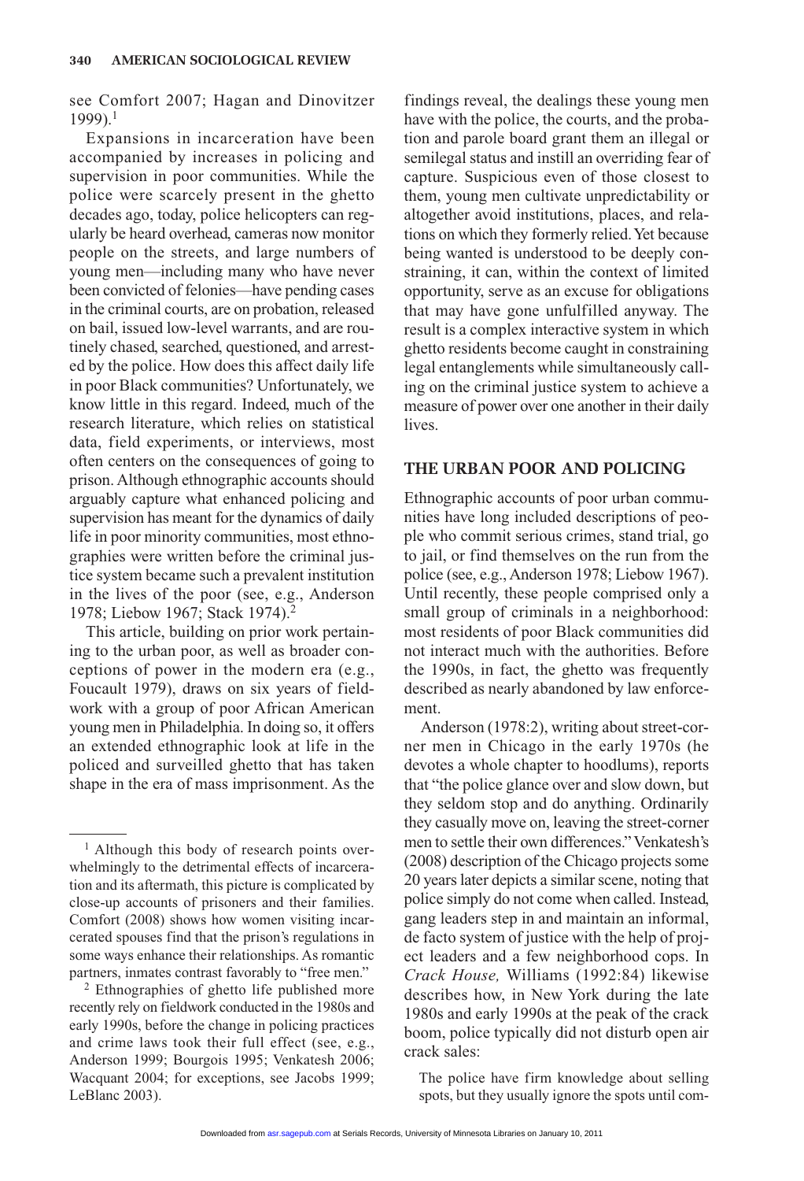see Comfort 2007; Hagan and Dinovitzer 1999).[1]

Expansions in incarceration have been accompanied by increases in policing and supervision in poor communities. While the police were scarcely present in the ghetto decades ago, today, police helicopters can regularly be heard overhead, cameras now monitor people on the streets, and large numbers of young men—including many who have never been convicted of felonies—have pending cases in the criminal courts, are on probation, released on bail, issued low-level warrants, and are routinely chased, searched, questioned, and arrested by the police. How does this affect daily life in poor Black communities? Unfortunately, we know little in this regard. Indeed, much of the research literature, which relies on statistical data, field experiments, or interviews, most often centers on the consequences of going to prison. Although ethnographic accounts should arguably capture what enhanced policing and supervision has meant for the dynamics of daily life in poor minority communities, most ethnographies were written before the criminal justice system became such a prevalent institution in the lives of the poor (see, e.g., Anderson 1978; Liebow 1967; Stack 1974).[2]

This article, building on prior work pertaining to the urban poor, as well as broader conceptions of power in the modern era (e.g., Foucault 1979), draws on six years of fieldwork with a group of poor African American young men in Philadelphia. In doing so, it offers an extended ethnographic look at life in the policed and surveilled ghetto that has taken shape in the era of mass imprisonment. As the findings reveal, the dealings these young men have with the police, the courts, and the probation and parole board grant them an illegal or semilegal status and instill an overriding fear of capture. Suspicious even of those closest to them, young men cultivate unpredictability or altogether avoid institutions, places, and relations on which they formerly relied. Yet because being wanted is understood to be deeply constraining, it can, within the context of limited opportunity, serve as an excuse for obligations that may have gone unfulfilled anyway. The result is a complex interactive system in which ghetto residents become caught in constraining legal entanglements while simultaneously calling on the criminal justice system to achieve a measure of power over one another in their daily lives.

## THE URBAN POOR AND POLICING

Ethnographic accounts of poor urban communities have long included descriptions of people who commit serious crimes, stand trial, go to jail, or find themselves on the run from the police (see, e.g., Anderson 1978; Liebow 1967). Until recently, these people comprised only a small group of criminals in a neighborhood: most residents of poor Black communities did not interact much with the authorities. Before the 1990s, in fact, the ghetto was frequently described as nearly abandoned by law enforcement.

Anderson (1978:2), writing about street-corner men in Chicago in the early 1970s (he devotes a whole chapter to hoodlums), reports that "the police glance over and slow down, but they seldom stop and do anything. Ordinarily they casually move on, leaving the street-corner men to settle their own differences." Venkatesh's (2008) description of the Chicago projects some 20 years later depicts a similar scene, noting that police simply do not come when called. Instead, gang leaders step in and maintain an informal, de facto system of justice with the help of project leaders and a few neighborhood cops. In *Crack House,* Williams (1992:84) likewise describes how, in New York during the late 1980s and early 1990s at the peak of the crack boom, police typically did not disturb open air crack sales:

> The police have firm knowledge about selling spots, but they usually ignore the spots until com-

---

[1] Although this body of research points overwhelmingly to the detrimental effects of incarceration and its aftermath, this picture is complicated by close-up accounts of prisoners and their families. Comfort (2008) shows how women visiting incarcerated spouses find that the prison's regulations in some ways enhance their relationships. As romantic partners, inmates contrast favorably to "free men."

[2] Ethnographies of ghetto life published more recently rely on fieldwork conducted in the 1980s and early 1990s, before the change in policing practices and crime laws took their full effect (see, e.g., Anderson 1999; Bourgois 1995; Venkatesh 2006; Wacquant 2004; for exceptions, see Jacobs 1999; LeBlanc 2003).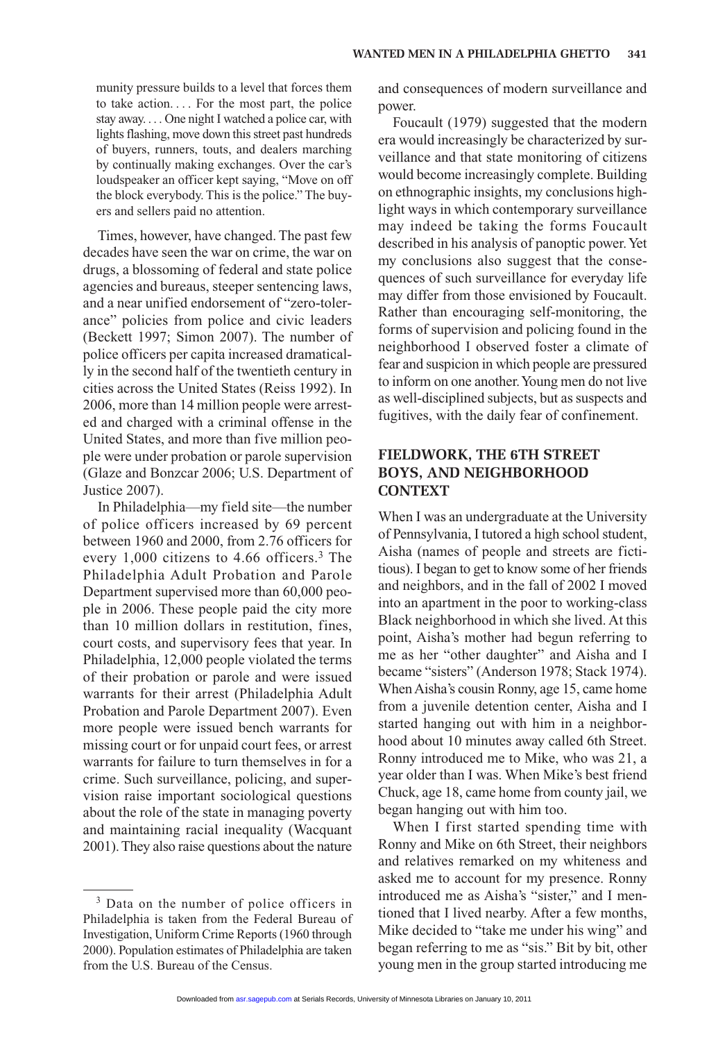munity pressure builds to a level that forces them to take action. . . . For the most part, the police stay away. . . . One night I watched a police car, with lights flashing, move down this street past hundreds of buyers, runners, touts, and dealers marching by continually making exchanges. Over the car's loudspeaker an officer kept saying, "Move on off the block everybody. This is the police." The buyers and sellers paid no attention.

Times, however, have changed. The past few decades have seen the war on crime, the war on drugs, a blossoming of federal and state police agencies and bureaus, steeper sentencing laws, and a near unified endorsement of "zero-tolerance" policies from police and civic leaders (Beckett 1997; Simon 2007). The number of police officers per capita increased dramatically in the second half of the twentieth century in cities across the United States (Reiss 1992). In 2006, more than 14 million people were arrested and charged with a criminal offense in the United States, and more than five million people were under probation or parole supervision (Glaze and Bonzcar 2006; U.S. Department of Justice 2007).

In Philadelphia—my field site—the number of police officers increased by 69 percent between 1960 and 2000, from 2.76 officers for every 1,000 citizens to 4.66 officers.[3] The Philadelphia Adult Probation and Parole Department supervised more than 60,000 people in 2006. These people paid the city more than 10 million dollars in restitution, fines, court costs, and supervisory fees that year. In Philadelphia, 12,000 people violated the terms of their probation or parole and were issued warrants for their arrest (Philadelphia Adult Probation and Parole Department 2007). Even more people were issued bench warrants for missing court or for unpaid court fees, or arrest warrants for failure to turn themselves in for a crime. Such surveillance, policing, and supervision raise important sociological questions about the role of the state in managing poverty and maintaining racial inequality (Wacquant 2001). They also raise questions about the nature and consequences of modern surveillance and power.

Foucault (1979) suggested that the modern era would increasingly be characterized by surveillance and that state monitoring of citizens would become increasingly complete. Building on ethnographic insights, my conclusions highlight ways in which contemporary surveillance may indeed be taking the forms Foucault described in his analysis of panoptic power. Yet my conclusions also suggest that the consequences of such surveillance for everyday life may differ from those envisioned by Foucault. Rather than encouraging self-monitoring, the forms of supervision and policing found in the neighborhood I observed foster a climate of fear and suspicion in which people are pressured to inform on one another. Young men do not live as well-disciplined subjects, but as suspects and fugitives, with the daily fear of confinement.

## FIELDWORK, THE 6TH STREET BOYS, AND NEIGHBORHOOD CONTEXT

When I was an undergraduate at the University of Pennsylvania, I tutored a high school student, Aisha (names of people and streets are fictitious). I began to get to know some of her friends and neighbors, and in the fall of 2002 I moved into an apartment in the poor to working-class Black neighborhood in which she lived. At this point, Aisha's mother had begun referring to me as her "other daughter" and Aisha and I became "sisters" (Anderson 1978; Stack 1974). When Aisha's cousin Ronny, age 15, came home from a juvenile detention center, Aisha and I started hanging out with him in a neighborhood about 10 minutes away called 6th Street. Ronny introduced me to Mike, who was 21, a year older than I was. When Mike's best friend Chuck, age 18, came home from county jail, we began hanging out with him too.

When I first started spending time with Ronny and Mike on 6th Street, their neighbors and relatives remarked on my whiteness and asked me to account for my presence. Ronny introduced me as Aisha's "sister," and I mentioned that I lived nearby. After a few months, Mike decided to "take me under his wing" and began referring to me as "sis." Bit by bit, other young men in the group started introducing me

[3] Data on the number of police officers in Philadelphia is taken from the Federal Bureau of Investigation, Uniform Crime Reports (1960 through 2000). Population estimates of Philadelphia are taken from the U.S. Bureau of the Census.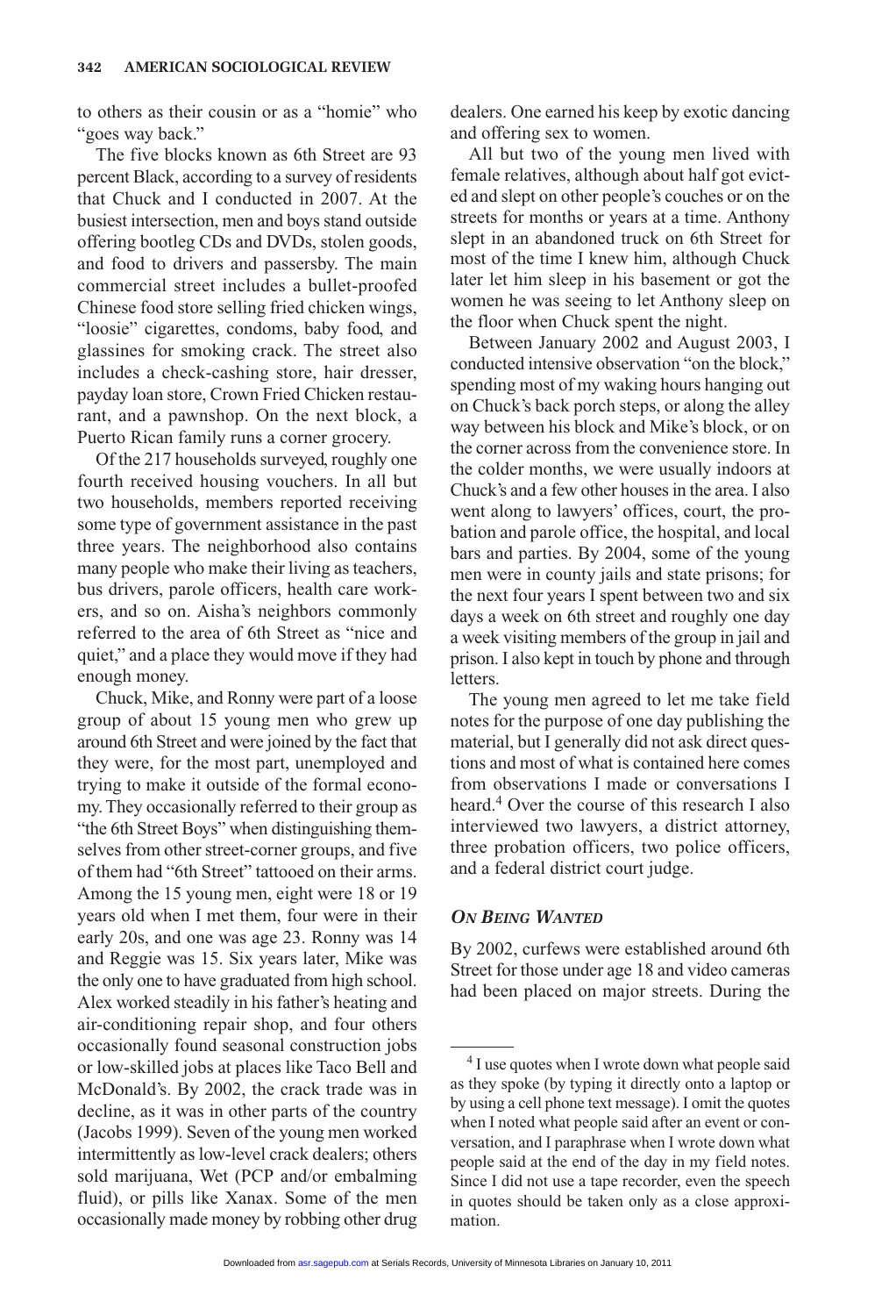to others as their cousin or as a "homie" who "goes way back."

The five blocks known as 6th Street are 93 percent Black, according to a survey of residents that Chuck and I conducted in 2007. At the busiest intersection, men and boys stand outside offering bootleg CDs and DVDs, stolen goods, and food to drivers and passersby. The main commercial street includes a bullet-proofed Chinese food store selling fried chicken wings, "loosie" cigarettes, condoms, baby food, and glassines for smoking crack. The street also includes a check-cashing store, hair dresser, payday loan store, Crown Fried Chicken restaurant, and a pawnshop. On the next block, a Puerto Rican family runs a corner grocery.

Of the 217 households surveyed, roughly one fourth received housing vouchers. In all but two households, members reported receiving some type of government assistance in the past three years. The neighborhood also contains many people who make their living as teachers, bus drivers, parole officers, health care workers, and so on. Aisha's neighbors commonly referred to the area of 6th Street as "nice and quiet," and a place they would move if they had enough money.

Chuck, Mike, and Ronny were part of a loose group of about 15 young men who grew up around 6th Street and were joined by the fact that they were, for the most part, unemployed and trying to make it outside of the formal economy. They occasionally referred to their group as "the 6th Street Boys" when distinguishing themselves from other street-corner groups, and five of them had "6th Street" tattooed on their arms. Among the 15 young men, eight were 18 or 19 years old when I met them, four were in their early 20s, and one was age 23. Ronny was 14 and Reggie was 15. Six years later, Mike was the only one to have graduated from high school. Alex worked steadily in his father's heating and air-conditioning repair shop, and four others occasionally found seasonal construction jobs or low-skilled jobs at places like Taco Bell and McDonald's. By 2002, the crack trade was in decline, as it was in other parts of the country (Jacobs 1999). Seven of the young men worked intermittently as low-level crack dealers; others sold marijuana, Wet (PCP and/or embalming fluid), or pills like Xanax. Some of the men occasionally made money by robbing other drug dealers. One earned his keep by exotic dancing and offering sex to women.

All but two of the young men lived with female relatives, although about half got evicted and slept on other people's couches or on the streets for months or years at a time. Anthony slept in an abandoned truck on 6th Street for most of the time I knew him, although Chuck later let him sleep in his basement or got the women he was seeing to let Anthony sleep on the floor when Chuck spent the night.

Between January 2002 and August 2003, I conducted intensive observation "on the block," spending most of my waking hours hanging out on Chuck's back porch steps, or along the alley way between his block and Mike's block, or on the corner across from the convenience store. In the colder months, we were usually indoors at Chuck's and a few other houses in the area. I also went along to lawyers' offices, court, the probation and parole office, the hospital, and local bars and parties. By 2004, some of the young men were in county jails and state prisons; for the next four years I spent between two and six days a week on 6th street and roughly one day a week visiting members of the group in jail and prison. I also kept in touch by phone and through letters.

The young men agreed to let me take field notes for the purpose of one day publishing the material, but I generally did not ask direct questions and most of what is contained here comes from observations I made or conversations I heard.[4] Over the course of this research I also interviewed two lawyers, a district attorney, three probation officers, two police officers, and a federal district court judge.

### *On Being Wanted*

By 2002, curfews were established around 6th Street for those under age 18 and video cameras had been placed on major streets. During the

[4] I use quotes when I wrote down what people said as they spoke (by typing it directly onto a laptop or by using a cell phone text message). I omit the quotes when I noted what people said after an event or conversation, and I paraphrase when I wrote down what people said at the end of the day in my field notes. Since I did not use a tape recorder, even the speech in quotes should be taken only as a close approximation.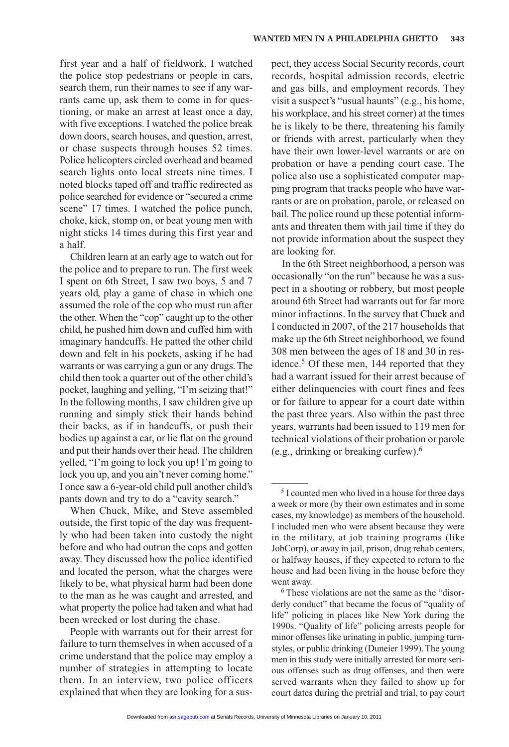first year and a half of fieldwork, I watched the police stop pedestrians or people in cars, search them, run their names to see if any warrants came up, ask them to come in for questioning, or make an arrest at least once a day, with five exceptions. I watched the police break down doors, search houses, and question, arrest, or chase suspects through houses 52 times. Police helicopters circled overhead and beamed search lights onto local streets nine times. I noted blocks taped off and traffic redirected as police searched for evidence or "secured a crime scene" 17 times. I watched the police punch, choke, kick, stomp on, or beat young men with night sticks 14 times during this first year and a half.

Children learn at an early age to watch out for the police and to prepare to run. The first week I spent on 6th Street, I saw two boys, 5 and 7 years old, play a game of chase in which one assumed the role of the cop who must run after the other. When the "cop" caught up to the other child, he pushed him down and cuffed him with imaginary handcuffs. He patted the other child down and felt in his pockets, asking if he had warrants or was carrying a gun or any drugs. The child then took a quarter out of the other child's pocket, laughing and yelling, "I'm seizing that!" In the following months, I saw children give up running and simply stick their hands behind their backs, as if in handcuffs, or push their bodies up against a car, or lie flat on the ground and put their hands over their head. The children yelled, "I'm going to lock you up! I'm going to lock you up, and you ain't never coming home." I once saw a 6-year-old child pull another child's pants down and try to do a "cavity search."

When Chuck, Mike, and Steve assembled outside, the first topic of the day was frequently who had been taken into custody the night before and who had outrun the cops and gotten away. They discussed how the police identified and located the person, what the charges were likely to be, what physical harm had been done to the man as he was caught and arrested, and what property the police had taken and what had been wrecked or lost during the chase.

People with warrants out for their arrest for failure to turn themselves in when accused of a crime understand that the police may employ a number of strategies in attempting to locate them. In an interview, two police officers explained that when they are looking for a suspect, they access Social Security records, court records, hospital admission records, electric and gas bills, and employment records. They visit a suspect's "usual haunts" (e.g., his home, his workplace, and his street corner) at the times he is likely to be there, threatening his family or friends with arrest, particularly when they have their own lower-level warrants or are on probation or have a pending court case. The police also use a sophisticated computer mapping program that tracks people who have warrants or are on probation, parole, or released on bail. The police round up these potential informants and threaten them with jail time if they do not provide information about the suspect they are looking for.

In the 6th Street neighborhood, a person was occasionally "on the run" because he was a suspect in a shooting or robbery, but most people around 6th Street had warrants out for far more minor infractions. In the survey that Chuck and I conducted in 2007, of the 217 households that make up the 6th Street neighborhood, we found 308 men between the ages of 18 and 30 in residence.[5] Of these men, 144 reported that they had a warrant issued for their arrest because of either delinquencies with court fines and fees or for failure to appear for a court date within the past three years. Also within the past three years, warrants had been issued to 119 men for technical violations of their probation or parole (e.g., drinking or breaking curfew).[6]

[5] I counted men who lived in a house for three days a week or more (by their own estimates and in some cases, my knowledge) as members of the household. I included men who were absent because they were in the military, at job training programs (like JobCorp), or away in jail, prison, drug rehab centers, or halfway houses, if they expected to return to the house and had been living in the house before they went away.

[6] These violations are not the same as the "disorderly conduct" that became the focus of "quality of life" policing in places like New York during the 1990s. "Quality of life" policing arrests people for minor offenses like urinating in public, jumping turnstyles, or public drinking (Duneier 1999). The young men in this study were initially arrested for more serious offenses such as drug offenses, and then were served warrants when they failed to show up for court dates during the pretrial and trial, to pay court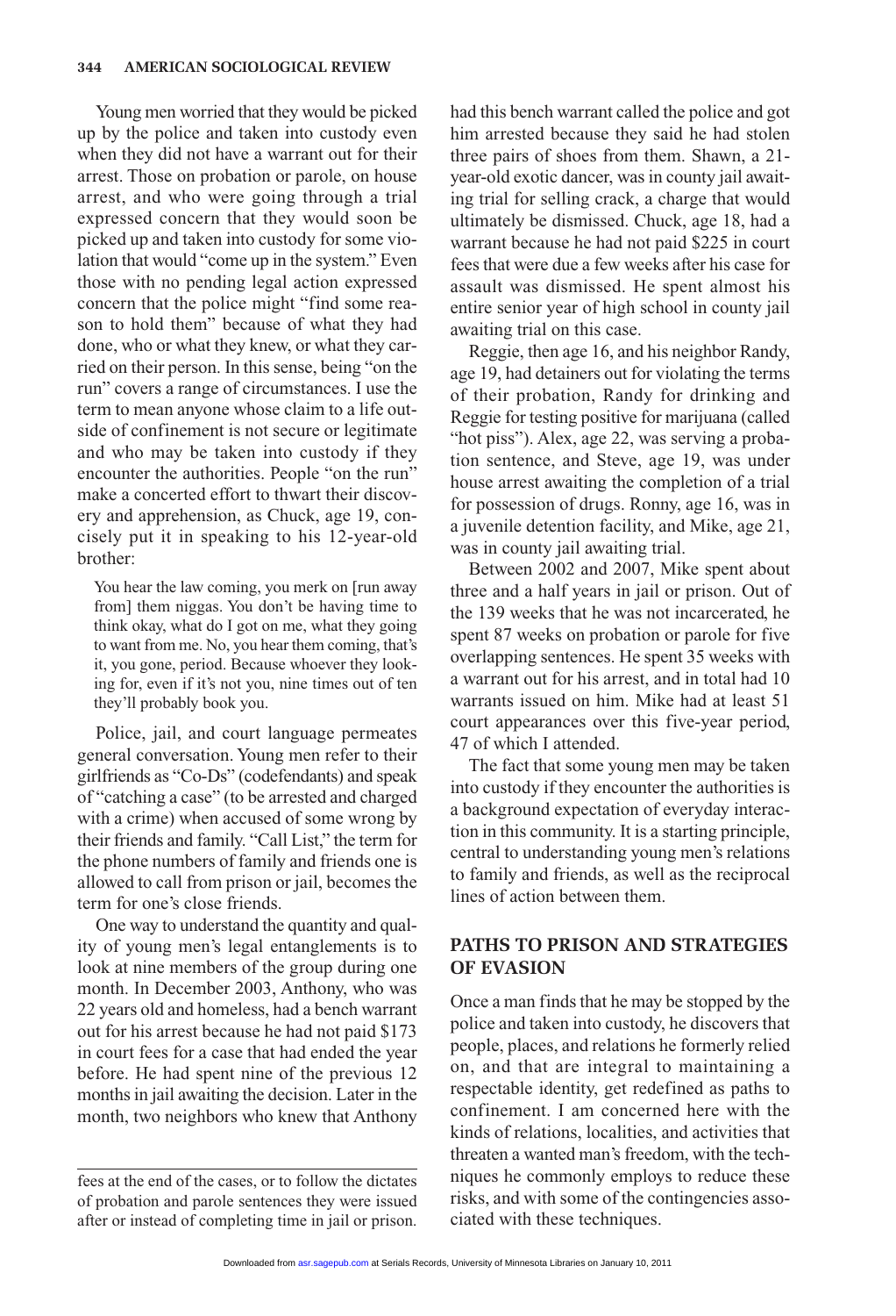Young men worried that they would be picked up by the police and taken into custody even when they did not have a warrant out for their arrest. Those on probation or parole, on house arrest, and who were going through a trial expressed concern that they would soon be picked up and taken into custody for some violation that would "come up in the system." Even those with no pending legal action expressed concern that the police might "find some reason to hold them" because of what they had done, who or what they knew, or what they carried on their person. In this sense, being "on the run" covers a range of circumstances. I use the term to mean anyone whose claim to a life outside of confinement is not secure or legitimate and who may be taken into custody if they encounter the authorities. People "on the run" make a concerted effort to thwart their discovery and apprehension, as Chuck, age 19, concisely put it in speaking to his 12-year-old brother:

> You hear the law coming, you merk on [run away from] them niggas. You don't be having time to think okay, what do I got on me, what they going to want from me. No, you hear them coming, that's it, you gone, period. Because whoever they looking for, even if it's not you, nine times out of ten they'll probably book you.

Police, jail, and court language permeates general conversation. Young men refer to their girlfriends as "Co-Ds" (codefendants) and speak of "catching a case" (to be arrested and charged with a crime) when accused of some wrong by their friends and family. "Call List," the term for the phone numbers of family and friends one is allowed to call from prison or jail, becomes the term for one's close friends.

One way to understand the quantity and quality of young men's legal entanglements is to look at nine members of the group during one month. In December 2003, Anthony, who was 22 years old and homeless, had a bench warrant out for his arrest because he had not paid $173 in court fees for a case that had ended the year before. He had spent nine of the previous 12 months in jail awaiting the decision. Later in the month, two neighbors who knew that Anthony had this bench warrant called the police and got him arrested because they said he had stolen three pairs of shoes from them. Shawn, a 21-year-old exotic dancer, was in county jail awaiting trial for selling crack, a charge that would ultimately be dismissed. Chuck, age 18, had a warrant because he had not paid $225 in court fees that were due a few weeks after his case for assault was dismissed. He spent almost his entire senior year of high school in county jail awaiting trial on this case.

Reggie, then age 16, and his neighbor Randy, age 19, had detainers out for violating the terms of their probation, Randy for drinking and Reggie for testing positive for marijuana (called "hot piss"). Alex, age 22, was serving a probation sentence, and Steve, age 19, was under house arrest awaiting the completion of a trial for possession of drugs. Ronny, age 16, was in a juvenile detention facility, and Mike, age 21, was in county jail awaiting trial.

Between 2002 and 2007, Mike spent about three and a half years in jail or prison. Out of the 139 weeks that he was not incarcerated, he spent 87 weeks on probation or parole for five overlapping sentences. He spent 35 weeks with a warrant out for his arrest, and in total had 10 warrants issued on him. Mike had at least 51 court appearances over this five-year period, 47 of which I attended.

The fact that some young men may be taken into custody if they encounter the authorities is a background expectation of everyday interaction in this community. It is a starting principle, central to understanding young men's relations to family and friends, as well as the reciprocal lines of action between them.

## PATHS TO PRISON AND STRATEGIES OF EVASION

Once a man finds that he may be stopped by the police and taken into custody, he discovers that people, places, and relations he formerly relied on, and that are integral to maintaining a respectable identity, get redefined as paths to confinement. I am concerned here with the kinds of relations, localities, and activities that threaten a wanted man's freedom, with the techniques he commonly employs to reduce these risks, and with some of the contingencies associated with these techniques.

fees at the end of the cases, or to follow the dictates of probation and parole sentences they were issued after or instead of completing time in jail or prison.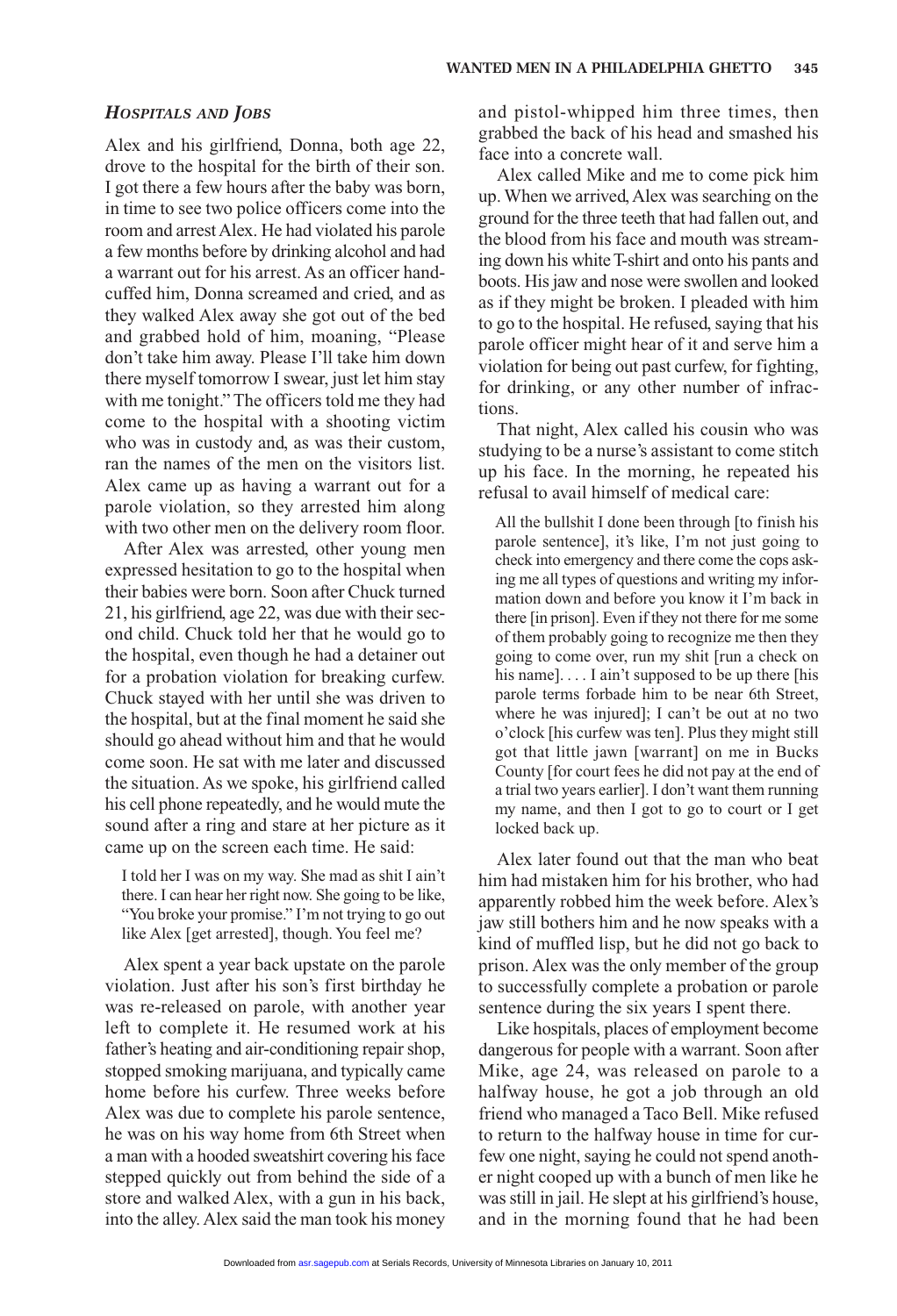## *Hospitals and Jobs*

Alex and his girlfriend, Donna, both age 22, drove to the hospital for the birth of their son. I got there a few hours after the baby was born, in time to see two police officers come into the room and arrest Alex. He had violated his parole a few months before by drinking alcohol and had a warrant out for his arrest. As an officer handcuffed him, Donna screamed and cried, and as they walked Alex away she got out of the bed and grabbed hold of him, moaning, "Please don't take him away. Please I'll take him down there myself tomorrow I swear, just let him stay with me tonight." The officers told me they had come to the hospital with a shooting victim who was in custody and, as was their custom, ran the names of the men on the visitors list. Alex came up as having a warrant out for a parole violation, so they arrested him along with two other men on the delivery room floor.

After Alex was arrested, other young men expressed hesitation to go to the hospital when their babies were born. Soon after Chuck turned 21, his girlfriend, age 22, was due with their second child. Chuck told her that he would go to the hospital, even though he had a detainer out for a probation violation for breaking curfew. Chuck stayed with her until she was driven to the hospital, but at the final moment he said she should go ahead without him and that he would come soon. He sat with me later and discussed the situation. As we spoke, his girlfriend called his cell phone repeatedly, and he would mute the sound after a ring and stare at her picture as it came up on the screen each time. He said:

> I told her I was on my way. She mad as shit I ain't there. I can hear her right now. She going to be like, "You broke your promise." I'm not trying to go out like Alex [get arrested], though. You feel me?

Alex spent a year back upstate on the parole violation. Just after his son's first birthday he was re-released on parole, with another year left to complete it. He resumed work at his father's heating and air-conditioning repair shop, stopped smoking marijuana, and typically came home before his curfew. Three weeks before Alex was due to complete his parole sentence, he was on his way home from 6th Street when a man with a hooded sweatshirt covering his face stepped quickly out from behind the side of a store and walked Alex, with a gun in his back, into the alley. Alex said the man took his money and pistol-whipped him three times, then grabbed the back of his head and smashed his face into a concrete wall.

Alex called Mike and me to come pick him up. When we arrived, Alex was searching on the ground for the three teeth that had fallen out, and the blood from his face and mouth was streaming down his white T-shirt and onto his pants and boots. His jaw and nose were swollen and looked as if they might be broken. I pleaded with him to go to the hospital. He refused, saying that his parole officer might hear of it and serve him a violation for being out past curfew, for fighting, for drinking, or any other number of infractions.

That night, Alex called his cousin who was studying to be a nurse's assistant to come stitch up his face. In the morning, he repeated his refusal to avail himself of medical care:

> All the bullshit I done been through [to finish his parole sentence], it's like, I'm not just going to check into emergency and there come the cops asking me all types of questions and writing my information down and before you know it I'm back in there [in prison]. Even if they not there for me some of them probably going to recognize me then they going to come over, run my shit [run a check on his name]. . . . I ain't supposed to be up there [his parole terms forbade him to be near 6th Street, where he was injured]; I can't be out at no two o'clock [his curfew was ten]. Plus they might still got that little jawn [warrant] on me in Bucks County [for court fees he did not pay at the end of a trial two years earlier]. I don't want them running my name, and then I got to go to court or I get locked back up.

Alex later found out that the man who beat him had mistaken him for his brother, who had apparently robbed him the week before. Alex's jaw still bothers him and he now speaks with a kind of muffled lisp, but he did not go back to prison. Alex was the only member of the group to successfully complete a probation or parole sentence during the six years I spent there.

Like hospitals, places of employment become dangerous for people with a warrant. Soon after Mike, age 24, was released on parole to a halfway house, he got a job through an old friend who managed a Taco Bell. Mike refused to return to the halfway house in time for curfew one night, saying he could not spend another night cooped up with a bunch of men like he was still in jail. He slept at his girlfriend's house, and in the morning found that he had been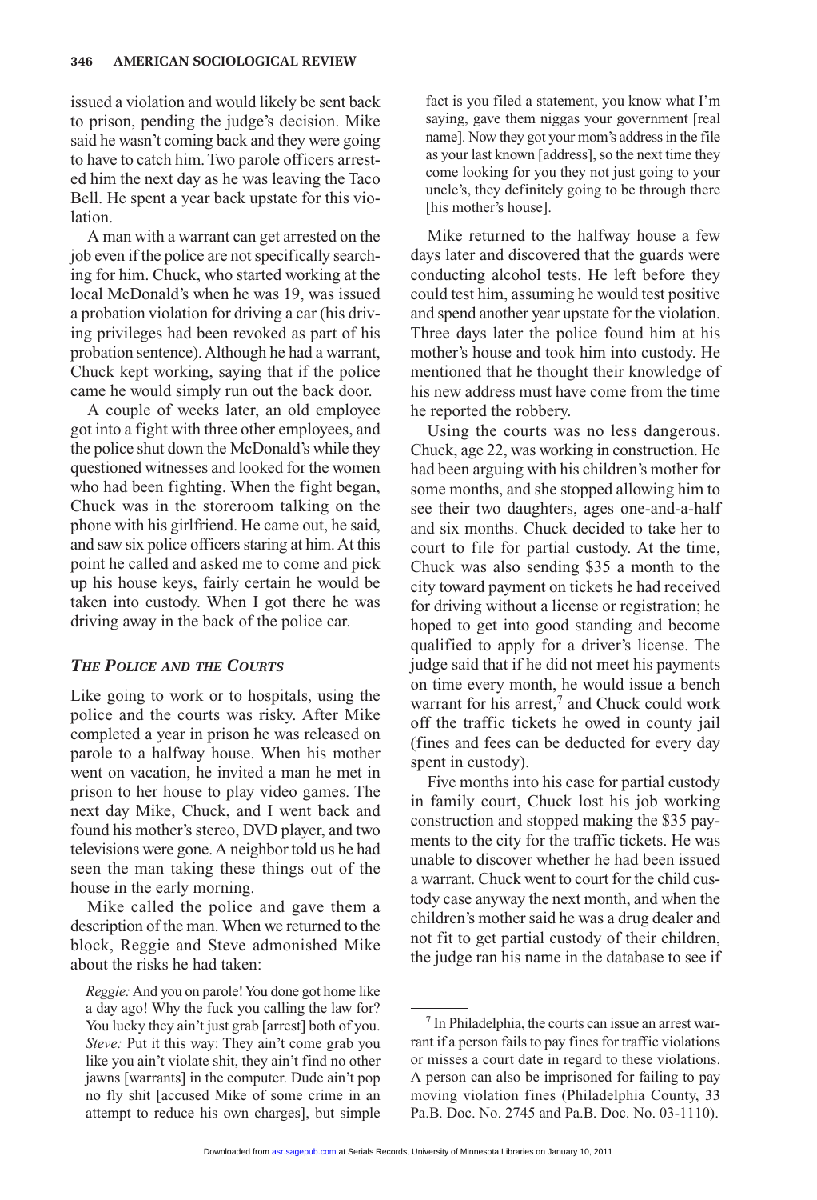issued a violation and would likely be sent back to prison, pending the judge's decision. Mike said he wasn't coming back and they were going to have to catch him. Two parole officers arrested him the next day as he was leaving the Taco Bell. He spent a year back upstate for this violation.

A man with a warrant can get arrested on the job even if the police are not specifically searching for him. Chuck, who started working at the local McDonald's when he was 19, was issued a probation violation for driving a car (his driving privileges had been revoked as part of his probation sentence). Although he had a warrant, Chuck kept working, saying that if the police came he would simply run out the back door.

A couple of weeks later, an old employee got into a fight with three other employees, and the police shut down the McDonald's while they questioned witnesses and looked for the women who had been fighting. When the fight began, Chuck was in the storeroom talking on the phone with his girlfriend. He came out, he said, and saw six police officers staring at him. At this point he called and asked me to come and pick up his house keys, fairly certain he would be taken into custody. When I got there he was driving away in the back of the police car.

### *The Police and the Courts*

Like going to work or to hospitals, using the police and the courts was risky. After Mike completed a year in prison he was released on parole to a halfway house. When his mother went on vacation, he invited a man he met in prison to her house to play video games. The next day Mike, Chuck, and I went back and found his mother's stereo, DVD player, and two televisions were gone. A neighbor told us he had seen the man taking these things out of the house in the early morning.

Mike called the police and gave them a description of the man. When we returned to the block, Reggie and Steve admonished Mike about the risks he had taken:

> *Reggie:* And you on parole! You done got home like a day ago! Why the fuck you calling the law for? You lucky they ain't just grab [arrest] both of you. *Steve:* Put it this way: They ain't come grab you like you ain't violate shit, they ain't find no other jawns [warrants] in the computer. Dude ain't pop no fly shit [accused Mike of some crime in an attempt to reduce his own charges], but simple fact is you filed a statement, you know what I'm saying, gave them niggas your government [real name]. Now they got your mom's address in the file as your last known [address], so the next time they come looking for you they not just going to your uncle's, they definitely going to be through there [his mother's house].

Mike returned to the halfway house a few days later and discovered that the guards were conducting alcohol tests. He left before they could test him, assuming he would test positive and spend another year upstate for the violation. Three days later the police found him at his mother's house and took him into custody. He mentioned that he thought their knowledge of his new address must have come from the time he reported the robbery.

Using the courts was no less dangerous. Chuck, age 22, was working in construction. He had been arguing with his children's mother for some months, and she stopped allowing him to see their two daughters, ages one-and-a-half and six months. Chuck decided to take her to court to file for partial custody. At the time, Chuck was also sending $35 a month to the city toward payment on tickets he had received for driving without a license or registration; he hoped to get into good standing and become qualified to apply for a driver's license. The judge said that if he did not meet his payments on time every month, he would issue a bench warrant for his arrest,[7] and Chuck could work off the traffic tickets he owed in county jail (fines and fees can be deducted for every day spent in custody).

Five months into his case for partial custody in family court, Chuck lost his job working construction and stopped making the $35 payments to the city for the traffic tickets. He was unable to discover whether he had been issued a warrant. Chuck went to court for the child custody case anyway the next month, and when the children's mother said he was a drug dealer and not fit to get partial custody of their children, the judge ran his name in the database to see if

---

[7] In Philadelphia, the courts can issue an arrest warrant if a person fails to pay fines for traffic violations or misses a court date in regard to these violations. A person can also be imprisoned for failing to pay moving violation fines (Philadelphia County, 33 Pa.B. Doc. No. 2745 and Pa.B. Doc. No. 03-1110).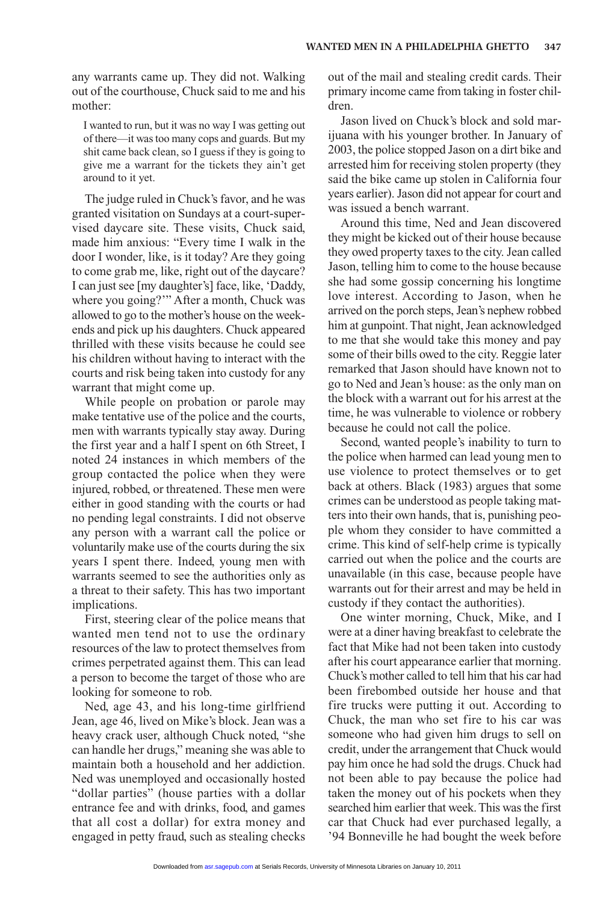any warrants came up. They did not. Walking out of the courthouse, Chuck said to me and his mother:

> I wanted to run, but it was no way I was getting out of there—it was too many cops and guards. But my shit came back clean, so I guess if they is going to give me a warrant for the tickets they ain't get around to it yet.

The judge ruled in Chuck's favor, and he was granted visitation on Sundays at a court-supervised daycare site. These visits, Chuck said, made him anxious: "Every time I walk in the door I wonder, like, is it today? Are they going to come grab me, like, right out of the daycare? I can just see [my daughter's] face, like, 'Daddy, where you going?'" After a month, Chuck was allowed to go to the mother's house on the weekends and pick up his daughters. Chuck appeared thrilled with these visits because he could see his children without having to interact with the courts and risk being taken into custody for any warrant that might come up.

While people on probation or parole may make tentative use of the police and the courts, men with warrants typically stay away. During the first year and a half I spent on 6th Street, I noted 24 instances in which members of the group contacted the police when they were injured, robbed, or threatened. These men were either in good standing with the courts or had no pending legal constraints. I did not observe any person with a warrant call the police or voluntarily make use of the courts during the six years I spent there. Indeed, young men with warrants seemed to see the authorities only as a threat to their safety. This has two important implications.

First, steering clear of the police means that wanted men tend not to use the ordinary resources of the law to protect themselves from crimes perpetrated against them. This can lead a person to become the target of those who are looking for someone to rob.

Ned, age 43, and his long-time girlfriend Jean, age 46, lived on Mike's block. Jean was a heavy crack user, although Chuck noted, "she can handle her drugs," meaning she was able to maintain both a household and her addiction. Ned was unemployed and occasionally hosted "dollar parties" (house parties with a dollar entrance fee and with drinks, food, and games that all cost a dollar) for extra money and engaged in petty fraud, such as stealing checks out of the mail and stealing credit cards. Their primary income came from taking in foster children.

Jason lived on Chuck's block and sold marijuana with his younger brother. In January of 2003, the police stopped Jason on a dirt bike and arrested him for receiving stolen property (they said the bike came up stolen in California four years earlier). Jason did not appear for court and was issued a bench warrant.

Around this time, Ned and Jean discovered they might be kicked out of their house because they owed property taxes to the city. Jean called Jason, telling him to come to the house because she had some gossip concerning his longtime love interest. According to Jason, when he arrived on the porch steps, Jean's nephew robbed him at gunpoint. That night, Jean acknowledged to me that she would take this money and pay some of their bills owed to the city. Reggie later remarked that Jason should have known not to go to Ned and Jean's house: as the only man on the block with a warrant out for his arrest at the time, he was vulnerable to violence or robbery because he could not call the police.

Second, wanted people's inability to turn to the police when harmed can lead young men to use violence to protect themselves or to get back at others. Black (1983) argues that some crimes can be understood as people taking matters into their own hands, that is, punishing people whom they consider to have committed a crime. This kind of self-help crime is typically carried out when the police and the courts are unavailable (in this case, because people have warrants out for their arrest and may be held in custody if they contact the authorities).

One winter morning, Chuck, Mike, and I were at a diner having breakfast to celebrate the fact that Mike had not been taken into custody after his court appearance earlier that morning. Chuck's mother called to tell him that his car had been firebombed outside her house and that fire trucks were putting it out. According to Chuck, the man who set fire to his car was someone who had given him drugs to sell on credit, under the arrangement that Chuck would pay him once he had sold the drugs. Chuck had not been able to pay because the police had taken the money out of his pockets when they searched him earlier that week. This was the first car that Chuck had ever purchased legally, a '94 Bonneville he had bought the week before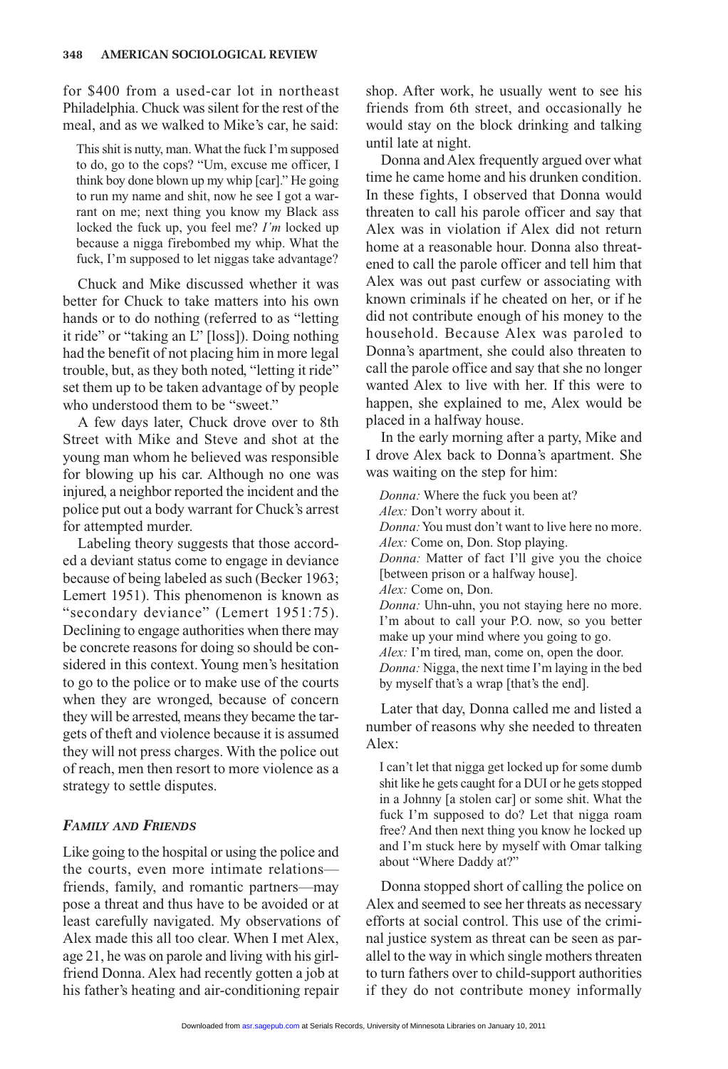for $400 from a used-car lot in northeast Philadelphia. Chuck was silent for the rest of the meal, and as we walked to Mike's car, he said:

> This shit is nutty, man. What the fuck I'm supposed to do, go to the cops? "Um, excuse me officer, I think boy done blown up my whip [car]." He going to run my name and shit, now he see I got a warrant on me; next thing you know my Black ass locked the fuck up, you feel me? *I'm* locked up because a nigga firebombed my whip. What the fuck, I'm supposed to let niggas take advantage?

Chuck and Mike discussed whether it was better for Chuck to take matters into his own hands or to do nothing (referred to as "letting it ride" or "taking an L" [loss]). Doing nothing had the benefit of not placing him in more legal trouble, but, as they both noted, "letting it ride" set them up to be taken advantage of by people who understood them to be "sweet."

A few days later, Chuck drove over to 8th Street with Mike and Steve and shot at the young man whom he believed was responsible for blowing up his car. Although no one was injured, a neighbor reported the incident and the police put out a body warrant for Chuck's arrest for attempted murder.

Labeling theory suggests that those accorded a deviant status come to engage in deviance because of being labeled as such (Becker 1963; Lemert 1951). This phenomenon is known as "secondary deviance" (Lemert 1951:75). Declining to engage authorities when there may be concrete reasons for doing so should be considered in this context. Young men's hesitation to go to the police or to make use of the courts when they are wronged, because of concern they will be arrested, means they became the targets of theft and violence because it is assumed they will not press charges. With the police out of reach, men then resort to more violence as a strategy to settle disputes.

### *Family and Friends*

Like going to the hospital or using the police and the courts, even more intimate relations—friends, family, and romantic partners—may pose a threat and thus have to be avoided or at least carefully navigated. My observations of Alex made this all too clear. When I met Alex, age 21, he was on parole and living with his girlfriend Donna. Alex had recently gotten a job at his father's heating and air-conditioning repair shop. After work, he usually went to see his friends from 6th street, and occasionally he would stay on the block drinking and talking until late at night.

Donna and Alex frequently argued over what time he came home and his drunken condition. In these fights, I observed that Donna would threaten to call his parole officer and say that Alex was in violation if Alex did not return home at a reasonable hour. Donna also threatened to call the parole officer and tell him that Alex was out past curfew or associating with known criminals if he cheated on her, or if he did not contribute enough of his money to the household. Because Alex was paroled to Donna's apartment, she could also threaten to call the parole office and say that she no longer wanted Alex to live with her. If this were to happen, she explained to me, Alex would be placed in a halfway house.

In the early morning after a party, Mike and I drove Alex back to Donna's apartment. She was waiting on the step for him:

> *Donna:* Where the fuck you been at?
> *Alex:* Don't worry about it.
> *Donna:* You must don't want to live here no more.
> *Alex:* Come on, Don. Stop playing.
> *Donna:* Matter of fact I'll give you the choice [between prison or a halfway house].
> *Alex:* Come on, Don.
> *Donna:* Uhn-uhn, you not staying here no more. I'm about to call your P.O. now, so you better make up your mind where you going to go.
> *Alex:* I'm tired, man, come on, open the door.
> *Donna:* Nigga, the next time I'm laying in the bed by myself that's a wrap [that's the end].

Later that day, Donna called me and listed a number of reasons why she needed to threaten Alex:

> I can't let that nigga get locked up for some dumb shit like he gets caught for a DUI or he gets stopped in a Johnny [a stolen car] or some shit. What the fuck I'm supposed to do? Let that nigga roam free? And then next thing you know he locked up and I'm stuck here by myself with Omar talking about "Where Daddy at?"

Donna stopped short of calling the police on Alex and seemed to see her threats as necessary efforts at social control. This use of the criminal justice system as threat can be seen as parallel to the way in which single mothers threaten to turn fathers over to child-support authorities if they do not contribute money informally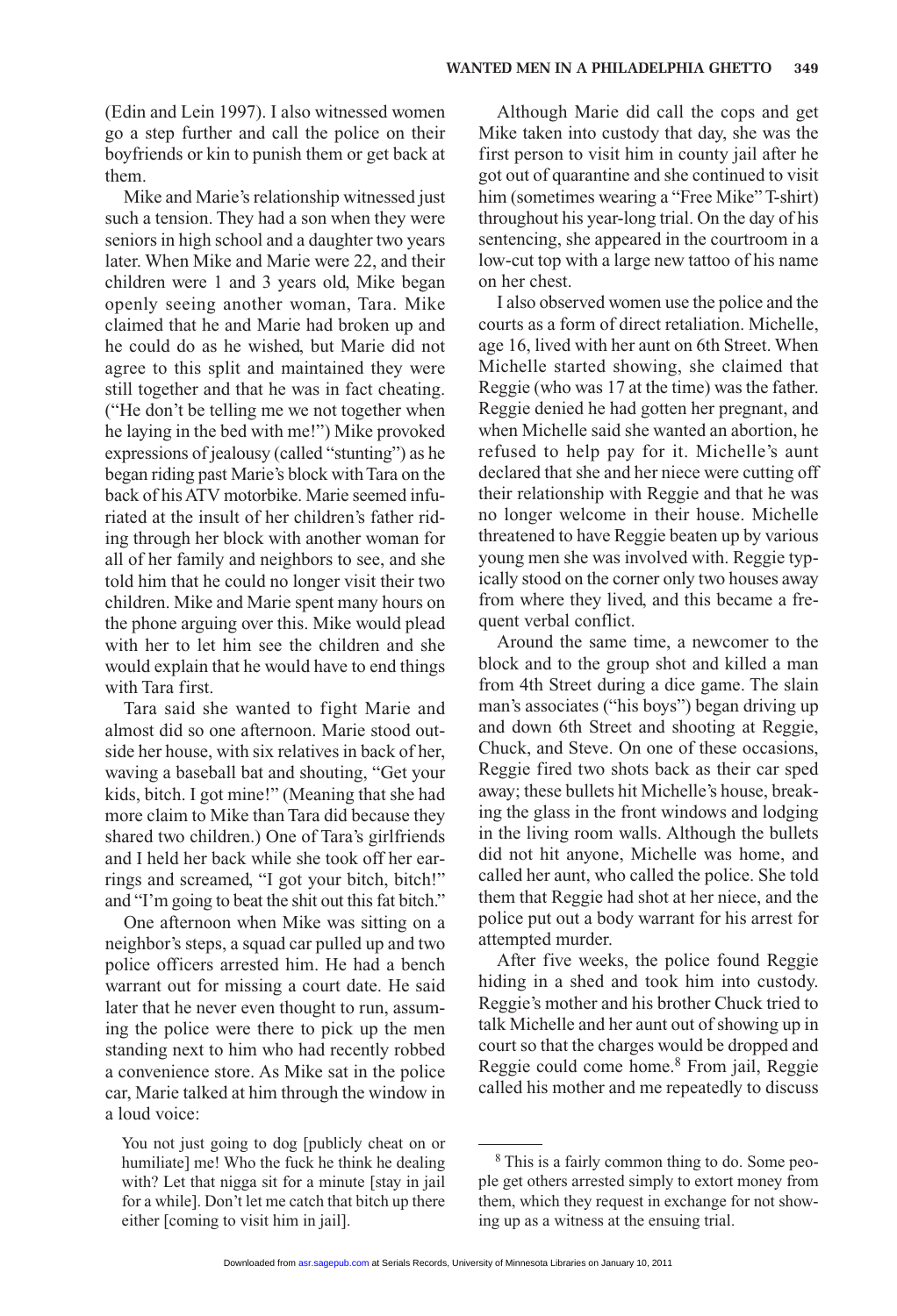(Edin and Lein 1997). I also witnessed women go a step further and call the police on their boyfriends or kin to punish them or get back at them.

Mike and Marie's relationship witnessed just such a tension. They had a son when they were seniors in high school and a daughter two years later. When Mike and Marie were 22, and their children were 1 and 3 years old, Mike began openly seeing another woman, Tara. Mike claimed that he and Marie had broken up and he could do as he wished, but Marie did not agree to this split and maintained they were still together and that he was in fact cheating. ("He don't be telling me we not together when he laying in the bed with me!") Mike provoked expressions of jealousy (called "stunting") as he began riding past Marie's block with Tara on the back of his ATV motorbike. Marie seemed infuriated at the insult of her children's father riding through her block with another woman for all of her family and neighbors to see, and she told him that he could no longer visit their two children. Mike and Marie spent many hours on the phone arguing over this. Mike would plead with her to let him see the children and she would explain that he would have to end things with Tara first.

Tara said she wanted to fight Marie and almost did so one afternoon. Marie stood outside her house, with six relatives in back of her, waving a baseball bat and shouting, "Get your kids, bitch. I got mine!" (Meaning that she had more claim to Mike than Tara did because they shared two children.) One of Tara's girlfriends and I held her back while she took off her earrings and screamed, "I got your bitch, bitch!" and "I'm going to beat the shit out this fat bitch."

One afternoon when Mike was sitting on a neighbor's steps, a squad car pulled up and two police officers arrested him. He had a bench warrant out for missing a court date. He said later that he never even thought to run, assuming the police were there to pick up the men standing next to him who had recently robbed a convenience store. As Mike sat in the police car, Marie talked at him through the window in a loud voice:

> You not just going to dog [publicly cheat on or humiliate] me! Who the fuck he think he dealing with? Let that nigga sit for a minute [stay in jail for a while]. Don't let me catch that bitch up there either [coming to visit him in jail].

Although Marie did call the cops and get Mike taken into custody that day, she was the first person to visit him in county jail after he got out of quarantine and she continued to visit him (sometimes wearing a "Free Mike" T-shirt) throughout his year-long trial. On the day of his sentencing, she appeared in the courtroom in a low-cut top with a large new tattoo of his name on her chest.

I also observed women use the police and the courts as a form of direct retaliation. Michelle, age 16, lived with her aunt on 6th Street. When Michelle started showing, she claimed that Reggie (who was 17 at the time) was the father. Reggie denied he had gotten her pregnant, and when Michelle said she wanted an abortion, he refused to help pay for it. Michelle's aunt declared that she and her niece were cutting off their relationship with Reggie and that he was no longer welcome in their house. Michelle threatened to have Reggie beaten up by various young men she was involved with. Reggie typically stood on the corner only two houses away from where they lived, and this became a frequent verbal conflict.

Around the same time, a newcomer to the block and to the group shot and killed a man from 4th Street during a dice game. The slain man's associates ("his boys") began driving up and down 6th Street and shooting at Reggie, Chuck, and Steve. On one of these occasions, Reggie fired two shots back as their car sped away; these bullets hit Michelle's house, breaking the glass in the front windows and lodging in the living room walls. Although the bullets did not hit anyone, Michelle was home, and called her aunt, who called the police. She told them that Reggie had shot at her niece, and the police put out a body warrant for his arrest for attempted murder.

After five weeks, the police found Reggie hiding in a shed and took him into custody. Reggie's mother and his brother Chuck tried to talk Michelle and her aunt out of showing up in court so that the charges would be dropped and Reggie could come home.[8] From jail, Reggie called his mother and me repeatedly to discuss

---

[8] This is a fairly common thing to do. Some people get others arrested simply to extort money from them, which they request in exchange for not showing up as a witness at the ensuing trial.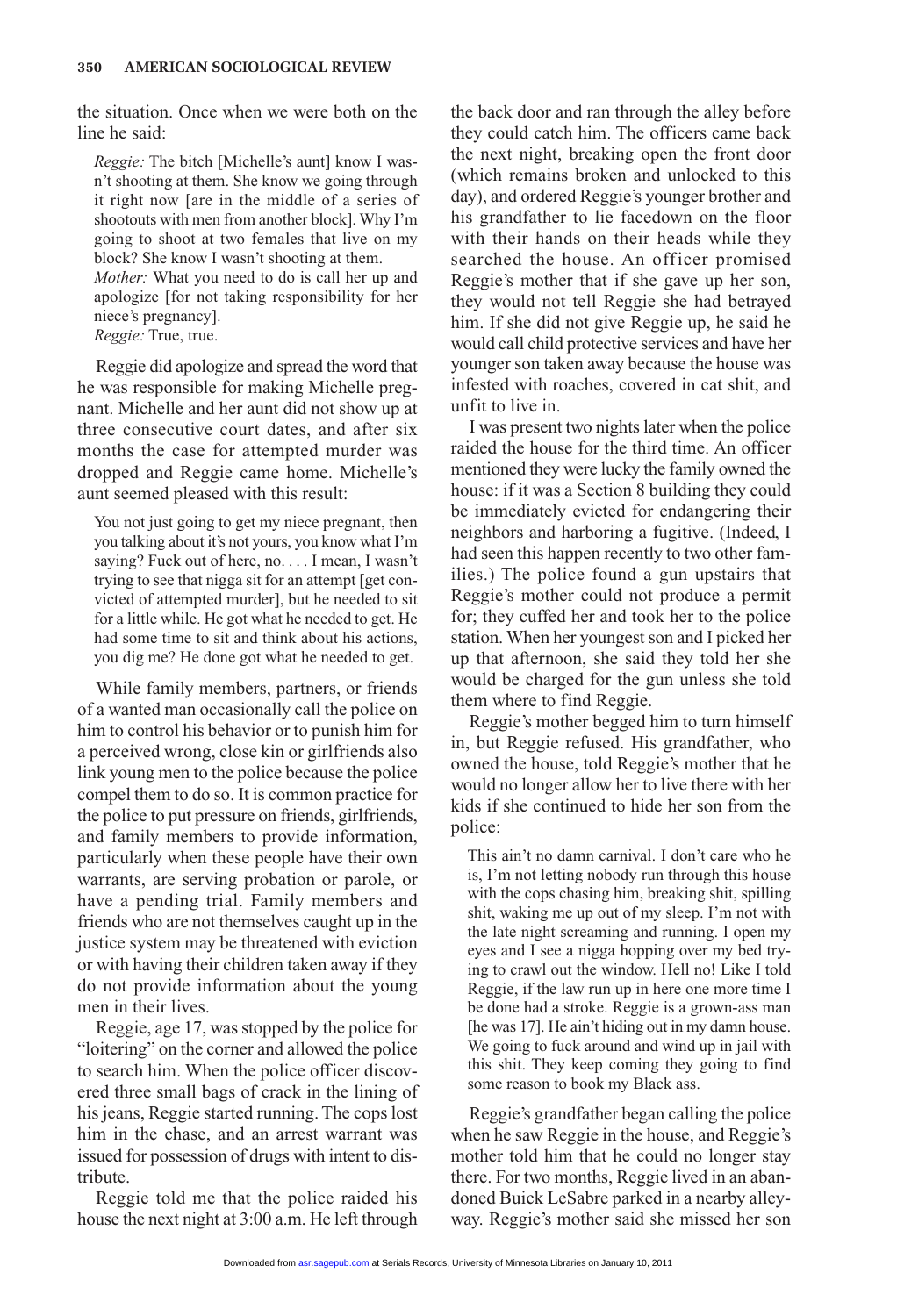the situation. Once when we were both on the line he said:

> *Reggie:* The bitch [Michelle's aunt] know I wasn't shooting at them. She know we going through it right now [are in the middle of a series of shootouts with men from another block]. Why I'm going to shoot at two females that live on my block? She know I wasn't shooting at them.
> *Mother:* What you need to do is call her up and apologize [for not taking responsibility for her niece's pregnancy].
> *Reggie:* True, true.

Reggie did apologize and spread the word that he was responsible for making Michelle pregnant. Michelle and her aunt did not show up at three consecutive court dates, and after six months the case for attempted murder was dropped and Reggie came home. Michelle's aunt seemed pleased with this result:

> You not just going to get my niece pregnant, then you talking about it's not yours, you know what I'm saying? Fuck out of here, no. . . . I mean, I wasn't trying to see that nigga sit for an attempt [get convicted of attempted murder], but he needed to sit for a little while. He got what he needed to get. He had some time to sit and think about his actions, you dig me? He done got what he needed to get.

While family members, partners, or friends of a wanted man occasionally call the police on him to control his behavior or to punish him for a perceived wrong, close kin or girlfriends also link young men to the police because the police compel them to do so. It is common practice for the police to put pressure on friends, girlfriends, and family members to provide information, particularly when these people have their own warrants, are serving probation or parole, or have a pending trial. Family members and friends who are not themselves caught up in the justice system may be threatened with eviction or with having their children taken away if they do not provide information about the young men in their lives.

Reggie, age 17, was stopped by the police for "loitering" on the corner and allowed the police to search him. When the police officer discovered three small bags of crack in the lining of his jeans, Reggie started running. The cops lost him in the chase, and an arrest warrant was issued for possession of drugs with intent to distribute.

Reggie told me that the police raided his house the next night at 3:00 a.m. He left through the back door and ran through the alley before they could catch him. The officers came back the next night, breaking open the front door (which remains broken and unlocked to this day), and ordered Reggie's younger brother and his grandfather to lie facedown on the floor with their hands on their heads while they searched the house. An officer promised Reggie's mother that if she gave up her son, they would not tell Reggie she had betrayed him. If she did not give Reggie up, he said he would call child protective services and have her younger son taken away because the house was infested with roaches, covered in cat shit, and unfit to live in.

I was present two nights later when the police raided the house for the third time. An officer mentioned they were lucky the family owned the house: if it was a Section 8 building they could be immediately evicted for endangering their neighbors and harboring a fugitive. (Indeed, I had seen this happen recently to two other families.) The police found a gun upstairs that Reggie's mother could not produce a permit for; they cuffed her and took her to the police station. When her youngest son and I picked her up that afternoon, she said they told her she would be charged for the gun unless she told them where to find Reggie.

Reggie's mother begged him to turn himself in, but Reggie refused. His grandfather, who owned the house, told Reggie's mother that he would no longer allow her to live there with her kids if she continued to hide her son from the police:

> This ain't no damn carnival. I don't care who he is, I'm not letting nobody run through this house with the cops chasing him, breaking shit, spilling shit, waking me up out of my sleep. I'm not with the late night screaming and running. I open my eyes and I see a nigga hopping over my bed trying to crawl out the window. Hell no! Like I told Reggie, if the law run up in here one more time I be done had a stroke. Reggie is a grown-ass man [he was 17]. He ain't hiding out in my damn house. We going to fuck around and wind up in jail with this shit. They keep coming they going to find some reason to book my Black ass.

Reggie's grandfather began calling the police when he saw Reggie in the house, and Reggie's mother told him that he could no longer stay there. For two months, Reggie lived in an abandoned Buick LeSabre parked in a nearby alleyway. Reggie's mother said she missed her son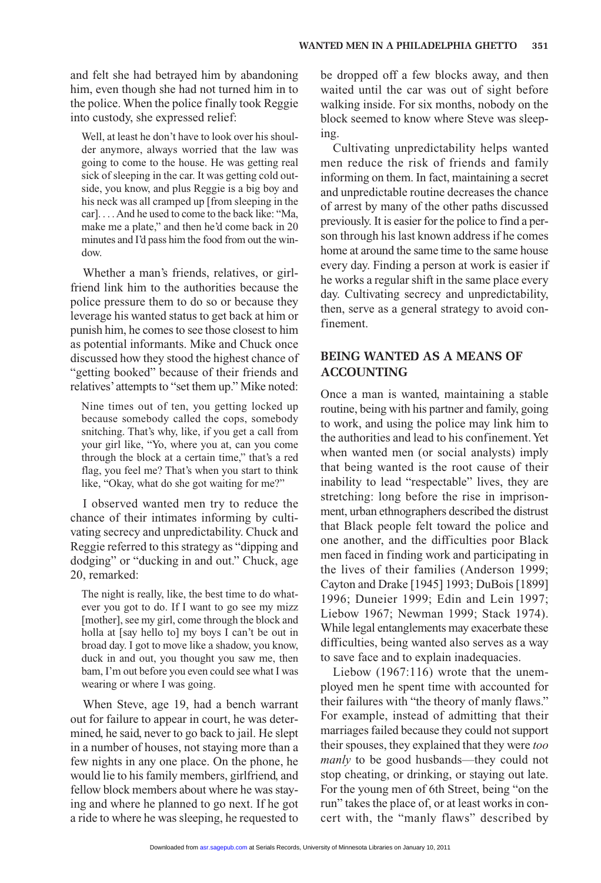and felt she had betrayed him by abandoning him, even though she had not turned him in to the police. When the police finally took Reggie into custody, she expressed relief:

> Well, at least he don't have to look over his shoulder anymore, always worried that the law was going to come to the house. He was getting real sick of sleeping in the car. It was getting cold outside, you know, and plus Reggie is a big boy and his neck was all cramped up [from sleeping in the car]. . . . And he used to come to the back like: "Ma, make me a plate," and then he'd come back in 20 minutes and I'd pass him the food from out the window.

Whether a man's friends, relatives, or girlfriend link him to the authorities because the police pressure them to do so or because they leverage his wanted status to get back at him or punish him, he comes to see those closest to him as potential informants. Mike and Chuck once discussed how they stood the highest chance of "getting booked" because of their friends and relatives' attempts to "set them up." Mike noted:

> Nine times out of ten, you getting locked up because somebody called the cops, somebody snitching. That's why, like, if you get a call from your girl like, "Yo, where you at, can you come through the block at a certain time," that's a red flag, you feel me? That's when you start to think like, "Okay, what do she got waiting for me?"

I observed wanted men try to reduce the chance of their intimates informing by cultivating secrecy and unpredictability. Chuck and Reggie referred to this strategy as "dipping and dodging" or "ducking in and out." Chuck, age 20, remarked:

> The night is really, like, the best time to do whatever you got to do. If I want to go see my mizz [mother], see my girl, come through the block and holla at [say hello to] my boys I can't be out in broad day. I got to move like a shadow, you know, duck in and out, you thought you saw me, then bam, I'm out before you even could see what I was wearing or where I was going.

When Steve, age 19, had a bench warrant out for failure to appear in court, he was determined, he said, never to go back to jail. He slept in a number of houses, not staying more than a few nights in any one place. On the phone, he would lie to his family members, girlfriend, and fellow block members about where he was staying and where he planned to go next. If he got a ride to where he was sleeping, he requested to be dropped off a few blocks away, and then waited until the car was out of sight before walking inside. For six months, nobody on the block seemed to know where Steve was sleeping.

Cultivating unpredictability helps wanted men reduce the risk of friends and family informing on them. In fact, maintaining a secret and unpredictable routine decreases the chance of arrest by many of the other paths discussed previously. It is easier for the police to find a person through his last known address if he comes home at around the same time to the same house every day. Finding a person at work is easier if he works a regular shift in the same place every day. Cultivating secrecy and unpredictability, then, serve as a general strategy to avoid confinement.

## BEING WANTED AS A MEANS OF ACCOUNTING

Once a man is wanted, maintaining a stable routine, being with his partner and family, going to work, and using the police may link him to the authorities and lead to his confinement. Yet when wanted men (or social analysts) imply that being wanted is the root cause of their inability to lead "respectable" lives, they are stretching: long before the rise in imprisonment, urban ethnographers described the distrust that Black people felt toward the police and one another, and the difficulties poor Black men faced in finding work and participating in the lives of their families (Anderson 1999; Cayton and Drake [1945] 1993; DuBois [1899] 1996; Duneier 1999; Edin and Lein 1997; Liebow 1967; Newman 1999; Stack 1974). While legal entanglements may exacerbate these difficulties, being wanted also serves as a way to save face and to explain inadequacies.

Liebow (1967:116) wrote that the unemployed men he spent time with accounted for their failures with "the theory of manly flaws." For example, instead of admitting that their marriages failed because they could not support their spouses, they explained that they were *too manly* to be good husbands—they could not stop cheating, or drinking, or staying out late. For the young men of 6th Street, being "on the run" takes the place of, or at least works in concert with, the "manly flaws" described by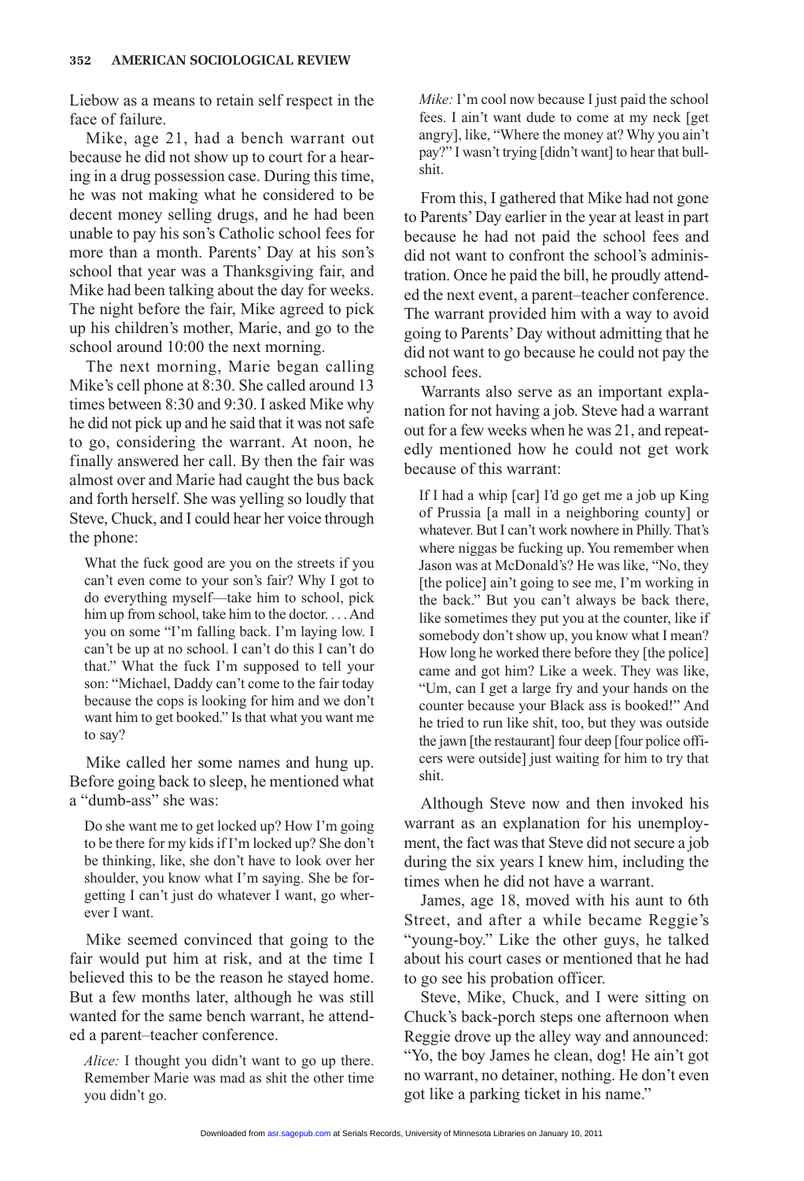Liebow as a means to retain self respect in the face of failure.

Mike, age 21, had a bench warrant out because he did not show up to court for a hearing in a drug possession case. During this time, he was not making what he considered to be decent money selling drugs, and he had been unable to pay his son's Catholic school fees for more than a month. Parents' Day at his son's school that year was a Thanksgiving fair, and Mike had been talking about the day for weeks. The night before the fair, Mike agreed to pick up his children's mother, Marie, and go to the school around 10:00 the next morning.

The next morning, Marie began calling Mike's cell phone at 8:30. She called around 13 times between 8:30 and 9:30. I asked Mike why he did not pick up and he said that it was not safe to go, considering the warrant. At noon, he finally answered her call. By then the fair was almost over and Marie had caught the bus back and forth herself. She was yelling so loudly that Steve, Chuck, and I could hear her voice through the phone:

> What the fuck good are you on the streets if you can't even come to your son's fair? Why I got to do everything myself—take him to school, pick him up from school, take him to the doctor. . . . And you on some "I'm falling back. I'm laying low. I can't be up at no school. I can't do this I can't do that." What the fuck I'm supposed to tell your son: "Michael, Daddy can't come to the fair today because the cops is looking for him and we don't want him to get booked." Is that what you want me to say?

Mike called her some names and hung up. Before going back to sleep, he mentioned what a "dumb-ass" she was:

> Do she want me to get locked up? How I'm going to be there for my kids if I'm locked up? She don't be thinking, like, she don't have to look over her shoulder, you know what I'm saying. She be forgetting I can't just do whatever I want, go wherever I want.

Mike seemed convinced that going to the fair would put him at risk, and at the time I believed this to be the reason he stayed home. But a few months later, although he was still wanted for the same bench warrant, he attended a parent–teacher conference.

> *Alice:* I thought you didn't want to go up there. Remember Marie was mad as shit the other time you didn't go.
>
> *Mike:* I'm cool now because I just paid the school fees. I ain't want dude to come at my neck [get angry], like, "Where the money at? Why you ain't pay?" I wasn't trying [didn't want] to hear that bullshit.

From this, I gathered that Mike had not gone to Parents' Day earlier in the year at least in part because he had not paid the school fees and did not want to confront the school's administration. Once he paid the bill, he proudly attended the next event, a parent–teacher conference. The warrant provided him with a way to avoid going to Parents' Day without admitting that he did not want to go because he could not pay the school fees.

Warrants also serve as an important explanation for not having a job. Steve had a warrant out for a few weeks when he was 21, and repeatedly mentioned how he could not get work because of this warrant:

> If I had a whip [car] I'd go get me a job up King of Prussia [a mall in a neighboring county] or whatever. But I can't work nowhere in Philly. That's where niggas be fucking up. You remember when Jason was at McDonald's? He was like, "No, they [the police] ain't going to see me, I'm working in the back." But you can't always be back there, like sometimes they put you at the counter, like if somebody don't show up, you know what I mean? How long he worked there before they [the police] came and got him? Like a week. They was like, "Um, can I get a large fry and your hands on the counter because your Black ass is booked!" And he tried to run like shit, too, but they was outside the jawn [the restaurant] four deep [four police officers were outside] just waiting for him to try that shit.

Although Steve now and then invoked his warrant as an explanation for his unemployment, the fact was that Steve did not secure a job during the six years I knew him, including the times when he did not have a warrant.

James, age 18, moved with his aunt to 6th Street, and after a while became Reggie's "young-boy." Like the other guys, he talked about his court cases or mentioned that he had to go see his probation officer.

Steve, Mike, Chuck, and I were sitting on Chuck's back-porch steps one afternoon when Reggie drove up the alley way and announced: "Yo, the boy James he clean, dog! He ain't got no warrant, no detainer, nothing. He don't even got like a parking ticket in his name."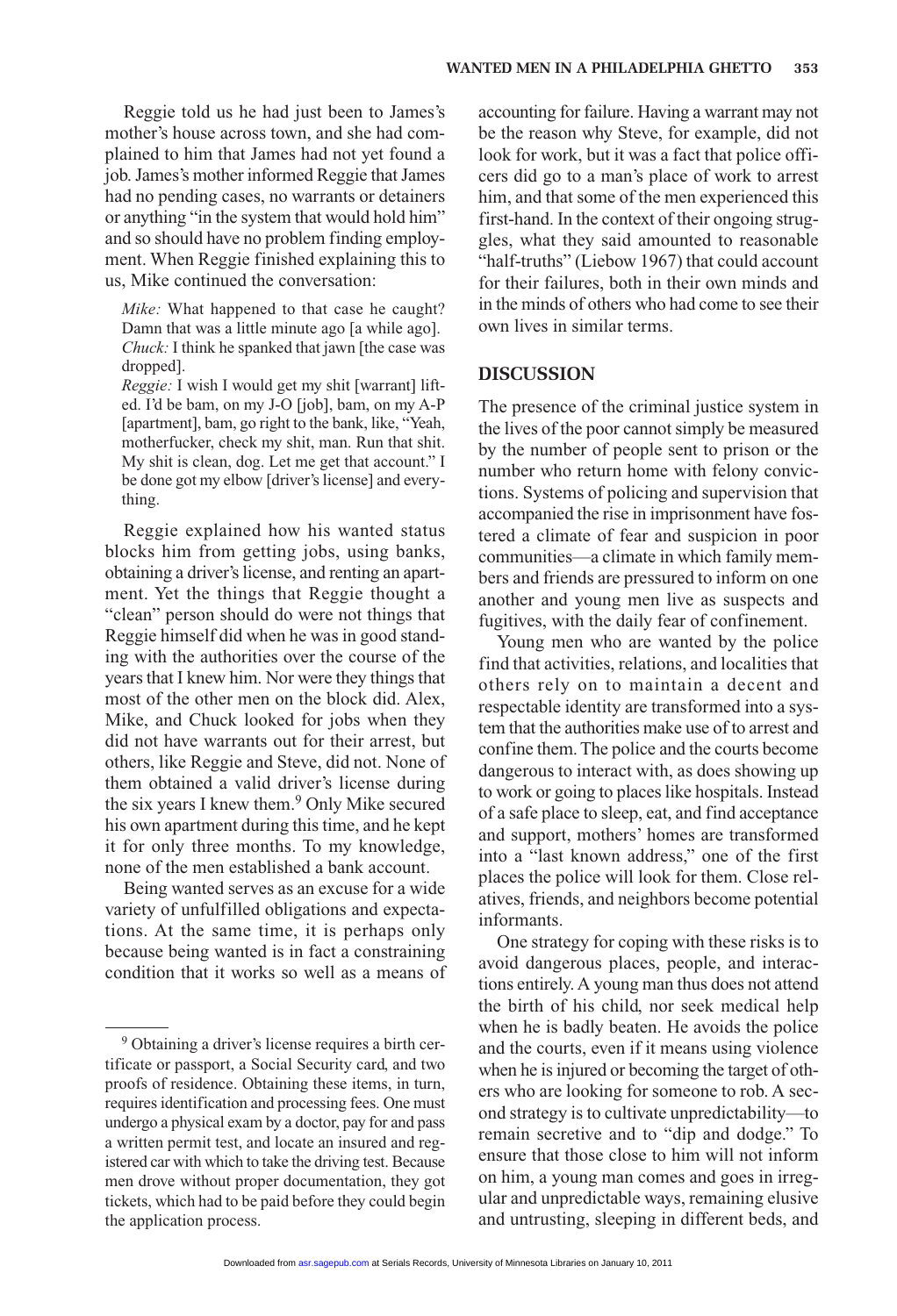Reggie told us he had just been to James's mother's house across town, and she had complained to him that James had not yet found a job. James's mother informed Reggie that James had no pending cases, no warrants or detainers or anything "in the system that would hold him" and so should have no problem finding employment. When Reggie finished explaining this to us, Mike continued the conversation:

> *Mike:* What happened to that case he caught? Damn that was a little minute ago [a while ago].
> *Chuck:* I think he spanked that jawn [the case was dropped].
> *Reggie:* I wish I would get my shit [warrant] lifted. I'd be bam, on my J-O [job], bam, on my A-P [apartment], bam, go right to the bank, like, "Yeah, motherfucker, check my shit, man. Run that shit. My shit is clean, dog. Let me get that account." I be done got my elbow [driver's license] and everything.

Reggie explained how his wanted status blocks him from getting jobs, using banks, obtaining a driver's license, and renting an apartment. Yet the things that Reggie thought a "clean" person should do were not things that Reggie himself did when he was in good standing with the authorities over the course of the years that I knew him. Nor were they things that most of the other men on the block did. Alex, Mike, and Chuck looked for jobs when they did not have warrants out for their arrest, but others, like Reggie and Steve, did not. None of them obtained a valid driver's license during the six years I knew them.[9] Only Mike secured his own apartment during this time, and he kept it for only three months. To my knowledge, none of the men established a bank account.

Being wanted serves as an excuse for a wide variety of unfulfilled obligations and expectations. At the same time, it is perhaps only because being wanted is in fact a constraining condition that it works so well as a means of accounting for failure. Having a warrant may not be the reason why Steve, for example, did not look for work, but it was a fact that police officers did go to a man's place of work to arrest him, and that some of the men experienced this first-hand. In the context of their ongoing struggles, what they said amounted to reasonable "half-truths" (Liebow 1967) that could account for their failures, both in their own minds and in the minds of others who had come to see their own lives in similar terms.

## DISCUSSION

The presence of the criminal justice system in the lives of the poor cannot simply be measured by the number of people sent to prison or the number who return home with felony convictions. Systems of policing and supervision that accompanied the rise in imprisonment have fostered a climate of fear and suspicion in poor communities—a climate in which family members and friends are pressured to inform on one another and young men live as suspects and fugitives, with the daily fear of confinement.

Young men who are wanted by the police find that activities, relations, and localities that others rely on to maintain a decent and respectable identity are transformed into a system that the authorities make use of to arrest and confine them. The police and the courts become dangerous to interact with, as does showing up to work or going to places like hospitals. Instead of a safe place to sleep, eat, and find acceptance and support, mothers' homes are transformed into a "last known address," one of the first places the police will look for them. Close relatives, friends, and neighbors become potential informants.

One strategy for coping with these risks is to avoid dangerous places, people, and interactions entirely. A young man thus does not attend the birth of his child, nor seek medical help when he is badly beaten. He avoids the police and the courts, even if it means using violence when he is injured or becoming the target of others who are looking for someone to rob. A second strategy is to cultivate unpredictability—to remain secretive and to "dip and dodge." To ensure that those close to him will not inform on him, a young man comes and goes in irregular and unpredictable ways, remaining elusive and untrusting, sleeping in different beds, and

---

[9] Obtaining a driver's license requires a birth certificate or passport, a Social Security card, and two proofs of residence. Obtaining these items, in turn, requires identification and processing fees. One must undergo a physical exam by a doctor, pay for and pass a written permit test, and locate an insured and registered car with which to take the driving test. Because men drove without proper documentation, they got tickets, which had to be paid before they could begin the application process.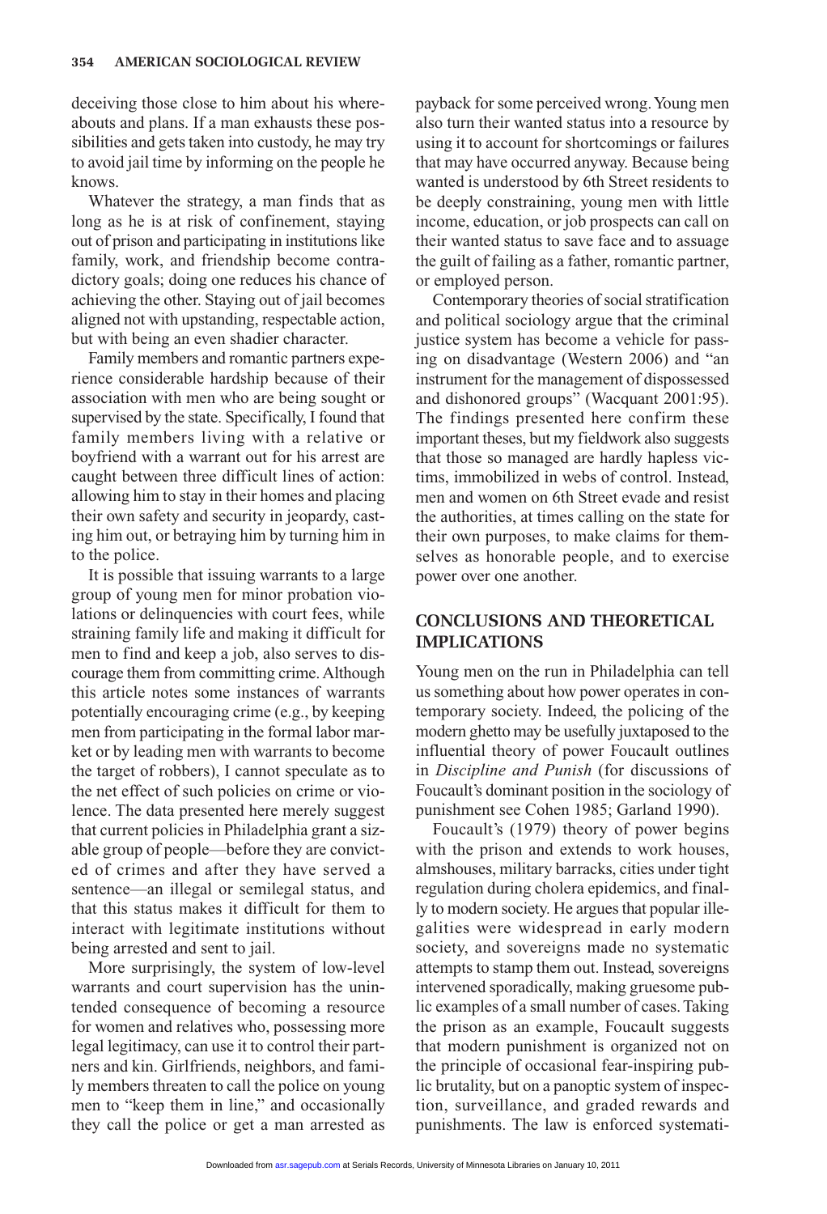deceiving those close to him about his whereabouts and plans. If a man exhausts these possibilities and gets taken into custody, he may try to avoid jail time by informing on the people he knows.

Whatever the strategy, a man finds that as long as he is at risk of confinement, staying out of prison and participating in institutions like family, work, and friendship become contradictory goals; doing one reduces his chance of achieving the other. Staying out of jail becomes aligned not with upstanding, respectable action, but with being an even shadier character.

Family members and romantic partners experience considerable hardship because of their association with men who are being sought or supervised by the state. Specifically, I found that family members living with a relative or boyfriend with a warrant out for his arrest are caught between three difficult lines of action: allowing him to stay in their homes and placing their own safety and security in jeopardy, casting him out, or betraying him by turning him in to the police.

It is possible that issuing warrants to a large group of young men for minor probation violations or delinquencies with court fees, while straining family life and making it difficult for men to find and keep a job, also serves to discourage them from committing crime. Although this article notes some instances of warrants potentially encouraging crime (e.g., by keeping men from participating in the formal labor market or by leading men with warrants to become the target of robbers), I cannot speculate as to the net effect of such policies on crime or violence. The data presented here merely suggest that current policies in Philadelphia grant a sizable group of people—before they are convicted of crimes and after they have served a sentence—an illegal or semilegal status, and that this status makes it difficult for them to interact with legitimate institutions without being arrested and sent to jail.

More surprisingly, the system of low-level warrants and court supervision has the unintended consequence of becoming a resource for women and relatives who, possessing more legal legitimacy, can use it to control their partners and kin. Girlfriends, neighbors, and family members threaten to call the police on young men to "keep them in line," and occasionally they call the police or get a man arrested as payback for some perceived wrong. Young men also turn their wanted status into a resource by using it to account for shortcomings or failures that may have occurred anyway. Because being wanted is understood by 6th Street residents to be deeply constraining, young men with little income, education, or job prospects can call on their wanted status to save face and to assuage the guilt of failing as a father, romantic partner, or employed person.

Contemporary theories of social stratification and political sociology argue that the criminal justice system has become a vehicle for passing on disadvantage (Western 2006) and "an instrument for the management of dispossessed and dishonored groups" (Wacquant 2001:95). The findings presented here confirm these important theses, but my fieldwork also suggests that those so managed are hardly hapless victims, immobilized in webs of control. Instead, men and women on 6th Street evade and resist the authorities, at times calling on the state for their own purposes, to make claims for themselves as honorable people, and to exercise power over one another.

## CONCLUSIONS AND THEORETICAL IMPLICATIONS

Young men on the run in Philadelphia can tell us something about how power operates in contemporary society. Indeed, the policing of the modern ghetto may be usefully juxtaposed to the influential theory of power Foucault outlines in *Discipline and Punish* (for discussions of Foucault's dominant position in the sociology of punishment see Cohen 1985; Garland 1990).

Foucault's (1979) theory of power begins with the prison and extends to work houses, almshouses, military barracks, cities under tight regulation during cholera epidemics, and finally to modern society. He argues that popular illegalities were widespread in early modern society, and sovereigns made no systematic attempts to stamp them out. Instead, sovereigns intervened sporadically, making gruesome public examples of a small number of cases. Taking the prison as an example, Foucault suggests that modern punishment is organized not on the principle of occasional fear-inspiring public brutality, but on a panoptic system of inspection, surveillance, and graded rewards and punishments. The law is enforced systemati-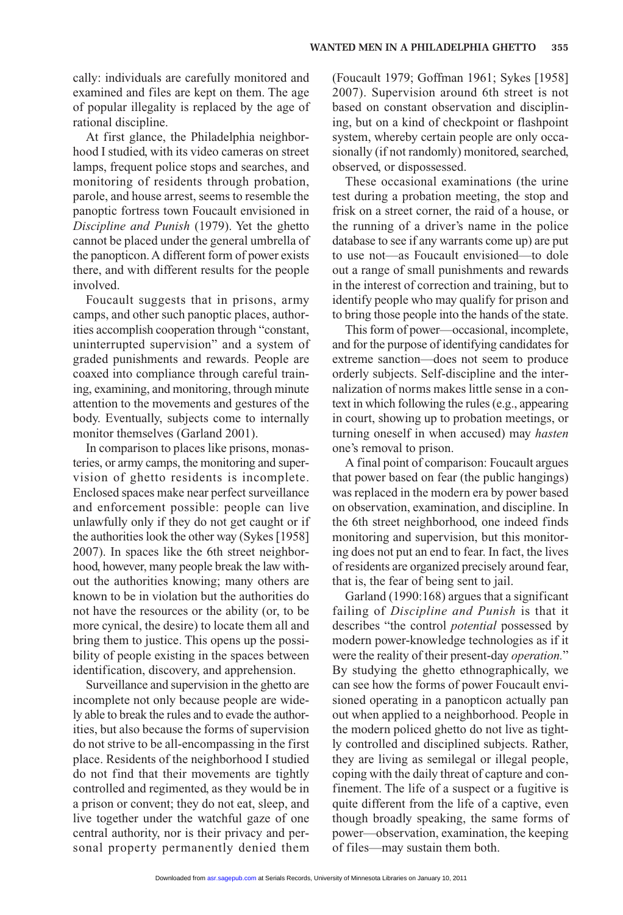cally: individuals are carefully monitored and examined and files are kept on them. The age of popular illegality is replaced by the age of rational discipline.

At first glance, the Philadelphia neighborhood I studied, with its video cameras on street lamps, frequent police stops and searches, and monitoring of residents through probation, parole, and house arrest, seems to resemble the panoptic fortress town Foucault envisioned in *Discipline and Punish* (1979). Yet the ghetto cannot be placed under the general umbrella of the panopticon. A different form of power exists there, and with different results for the people involved.

Foucault suggests that in prisons, army camps, and other such panoptic places, authorities accomplish cooperation through "constant, uninterrupted supervision" and a system of graded punishments and rewards. People are coaxed into compliance through careful training, examining, and monitoring, through minute attention to the movements and gestures of the body. Eventually, subjects come to internally monitor themselves (Garland 2001).

In comparison to places like prisons, monasteries, or army camps, the monitoring and supervision of ghetto residents is incomplete. Enclosed spaces make near perfect surveillance and enforcement possible: people can live unlawfully only if they do not get caught or if the authorities look the other way (Sykes [1958] 2007). In spaces like the 6th street neighborhood, however, many people break the law without the authorities knowing; many others are known to be in violation but the authorities do not have the resources or the ability (or, to be more cynical, the desire) to locate them all and bring them to justice. This opens up the possibility of people existing in the spaces between identification, discovery, and apprehension.

Surveillance and supervision in the ghetto are incomplete not only because people are widely able to break the rules and to evade the authorities, but also because the forms of supervision do not strive to be all-encompassing in the first place. Residents of the neighborhood I studied do not find that their movements are tightly controlled and regimented, as they would be in a prison or convent; they do not eat, sleep, and live together under the watchful gaze of one central authority, nor is their privacy and personal property permanently denied them (Foucault 1979; Goffman 1961; Sykes [1958] 2007). Supervision around 6th street is not based on constant observation and disciplining, but on a kind of checkpoint or flashpoint system, whereby certain people are only occasionally (if not randomly) monitored, searched, observed, or dispossessed.

These occasional examinations (the urine test during a probation meeting, the stop and frisk on a street corner, the raid of a house, or the running of a driver's name in the police database to see if any warrants come up) are put to use not—as Foucault envisioned—to dole out a range of small punishments and rewards in the interest of correction and training, but to identify people who may qualify for prison and to bring those people into the hands of the state.

This form of power—occasional, incomplete, and for the purpose of identifying candidates for extreme sanction—does not seem to produce orderly subjects. Self-discipline and the internalization of norms makes little sense in a context in which following the rules (e.g., appearing in court, showing up to probation meetings, or turning oneself in when accused) may *hasten* one's removal to prison.

A final point of comparison: Foucault argues that power based on fear (the public hangings) was replaced in the modern era by power based on observation, examination, and discipline. In the 6th street neighborhood, one indeed finds monitoring and supervision, but this monitoring does not put an end to fear. In fact, the lives of residents are organized precisely around fear, that is, the fear of being sent to jail.

Garland (1990:168) argues that a significant failing of *Discipline and Punish* is that it describes "the control *potential* possessed by modern power-knowledge technologies as if it were the reality of their present-day *operation.*" By studying the ghetto ethnographically, we can see how the forms of power Foucault envisioned operating in a panopticon actually pan out when applied to a neighborhood. People in the modern policed ghetto do not live as tightly controlled and disciplined subjects. Rather, they are living as semilegal or illegal people, coping with the daily threat of capture and confinement. The life of a suspect or a fugitive is quite different from the life of a captive, even though broadly speaking, the same forms of power—observation, examination, the keeping of files—may sustain them both.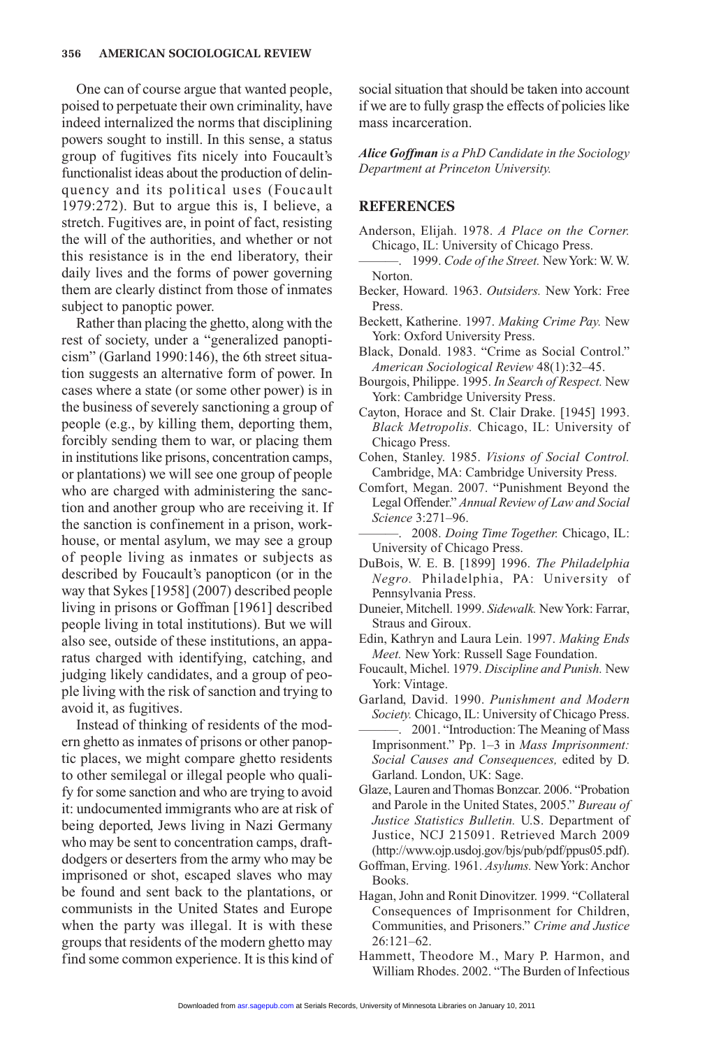One can of course argue that wanted people, poised to perpetuate their own criminality, have indeed internalized the norms that disciplining powers sought to instill. In this sense, a status group of fugitives fits nicely into Foucault's functionalist ideas about the production of delinquency and its political uses (Foucault 1979:272). But to argue this is, I believe, a stretch. Fugitives are, in point of fact, resisting the will of the authorities, and whether or not this resistance is in the end liberatory, their daily lives and the forms of power governing them are clearly distinct from those of inmates subject to panoptic power.

Rather than placing the ghetto, along with the rest of society, under a "generalized panopticism" (Garland 1990:146), the 6th street situation suggests an alternative form of power. In cases where a state (or some other power) is in the business of severely sanctioning a group of people (e.g., by killing them, deporting them, forcibly sending them to war, or placing them in institutions like prisons, concentration camps, or plantations) we will see one group of people who are charged with administering the sanction and another group who are receiving it. If the sanction is confinement in a prison, workhouse, or mental asylum, we may see a group of people living as inmates or subjects as described by Foucault's panopticon (or in the way that Sykes [1958] (2007) described people living in prisons or Goffman [1961] described people living in total institutions). But we will also see, outside of these institutions, an apparatus charged with identifying, catching, and judging likely candidates, and a group of people living with the risk of sanction and trying to avoid it, as fugitives.

Instead of thinking of residents of the modern ghetto as inmates of prisons or other panoptic places, we might compare ghetto residents to other semilegal or illegal people who qualify for some sanction and who are trying to avoid it: undocumented immigrants who are at risk of being deported, Jews living in Nazi Germany who may be sent to concentration camps, draft-dodgers or deserters from the army who may be imprisoned or shot, escaped slaves who may be found and sent back to the plantations, or communists in the United States and Europe when the party was illegal. It is with these groups that residents of the modern ghetto may find some common experience. It is this kind of social situation that should be taken into account if we are to fully grasp the effects of policies like mass incarceration.

***Alice Goffman*** *is a PhD Candidate in the Sociology Department at Princeton University.*

## REFERENCES

Anderson, Elijah. 1978. *A Place on the Corner.* Chicago, IL: University of Chicago Press.

———. 1999. *Code of the Street.* New York: W. W. Norton.

Becker, Howard. 1963. *Outsiders.* New York: Free Press.

Beckett, Katherine. 1997. *Making Crime Pay.* New York: Oxford University Press.

Black, Donald. 1983. "Crime as Social Control." *American Sociological Review* 48(1):32–45.

Bourgois, Philippe. 1995. *In Search of Respect.* New York: Cambridge University Press.

Cayton, Horace and St. Clair Drake. [1945] 1993. *Black Metropolis.* Chicago, IL: University of Chicago Press.

Cohen, Stanley. 1985. *Visions of Social Control.* Cambridge, MA: Cambridge University Press.

Comfort, Megan. 2007. "Punishment Beyond the Legal Offender." *Annual Review of Law and Social Science* 3:271–96.

———. 2008. *Doing Time Together.* Chicago, IL: University of Chicago Press.

DuBois, W. E. B. [1899] 1996. *The Philadelphia Negro.* Philadelphia, PA: University of Pennsylvania Press.

Duneier, Mitchell. 1999. *Sidewalk.* New York: Farrar, Straus and Giroux.

Edin, Kathryn and Laura Lein. 1997. *Making Ends Meet.* New York: Russell Sage Foundation.

Foucault, Michel. 1979. *Discipline and Punish.* New York: Vintage.

Garland, David. 1990. *Punishment and Modern Society.* Chicago, IL: University of Chicago Press.

———. 2001. "Introduction: The Meaning of Mass Imprisonment." Pp. 1–3 in *Mass Imprisonment: Social Causes and Consequences,* edited by D. Garland. London, UK: Sage.

Glaze, Lauren and Thomas Bonzcar. 2006. "Probation and Parole in the United States, 2005." *Bureau of Justice Statistics Bulletin.* U.S. Department of Justice, NCJ 215091. Retrieved March 2009 (http://www.ojp.usdoj.gov/bjs/pub/pdf/ppus05.pdf).

Goffman, Erving. 1961. *Asylums.* New York: Anchor Books.

Hagan, John and Ronit Dinovitzer. 1999. "Collateral Consequences of Imprisonment for Children, Communities, and Prisoners." *Crime and Justice* 26:121–62.

Hammett, Theodore M., Mary P. Harmon, and William Rhodes. 2002. "The Burden of Infectious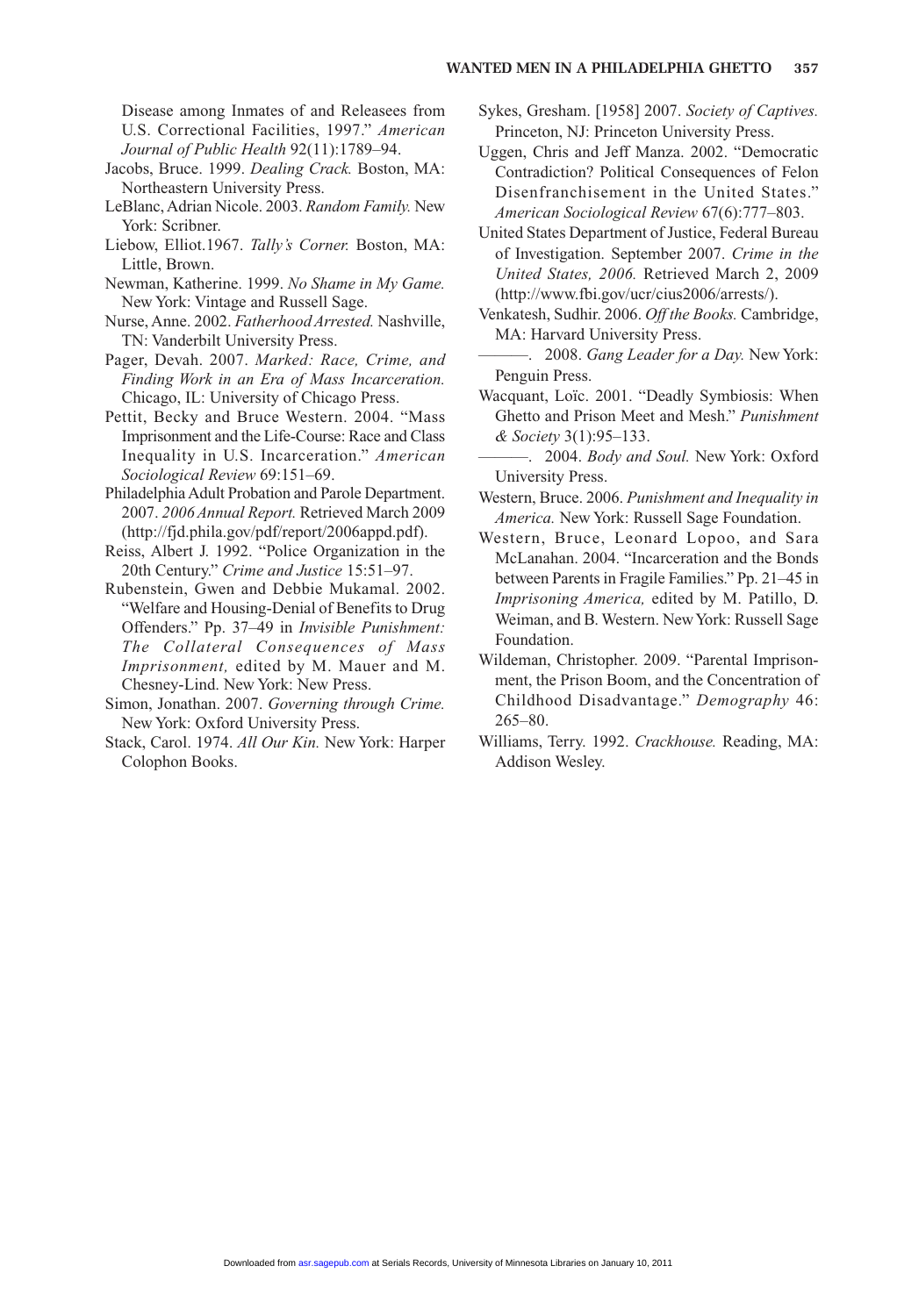Disease among Inmates of and Releasees from U.S. Correctional Facilities, 1997." *American Journal of Public Health* 92(11):1789–94.

Jacobs, Bruce. 1999. *Dealing Crack.* Boston, MA: Northeastern University Press.

LeBlanc, Adrian Nicole. 2003. *Random Family.* New York: Scribner.

Liebow, Elliot.1967. *Tally's Corner.* Boston, MA: Little, Brown.

Newman, Katherine. 1999. *No Shame in My Game.* New York: Vintage and Russell Sage.

Nurse, Anne. 2002. *Fatherhood Arrested.* Nashville, TN: Vanderbilt University Press.

Pager, Devah. 2007. *Marked: Race, Crime, and Finding Work in an Era of Mass Incarceration.* Chicago, IL: University of Chicago Press.

Pettit, Becky and Bruce Western. 2004. "Mass Imprisonment and the Life-Course: Race and Class Inequality in U.S. Incarceration." *American Sociological Review* 69:151–69.

Philadelphia Adult Probation and Parole Department. 2007. *2006 Annual Report.* Retrieved March 2009 (http://fjd.phila.gov/pdf/report/2006appd.pdf).

Reiss, Albert J. 1992. "Police Organization in the 20th Century." *Crime and Justice* 15:51–97.

Rubenstein, Gwen and Debbie Mukamal. 2002. "Welfare and Housing-Denial of Benefits to Drug Offenders." Pp. 37–49 in *Invisible Punishment: The Collateral Consequences of Mass Imprisonment,* edited by M. Mauer and M. Chesney-Lind. New York: New Press.

Simon, Jonathan. 2007. *Governing through Crime.* New York: Oxford University Press.

Stack, Carol. 1974. *All Our Kin.* New York: Harper Colophon Books.

Sykes, Gresham. [1958] 2007. *Society of Captives.* Princeton, NJ: Princeton University Press.

Uggen, Chris and Jeff Manza. 2002. "Democratic Contradiction? Political Consequences of Felon Disenfranchisement in the United States." *American Sociological Review* 67(6):777–803.

United States Department of Justice, Federal Bureau of Investigation. September 2007. *Crime in the United States, 2006.* Retrieved March 2, 2009 (http://www.fbi.gov/ucr/cius2006/arrests/).

Venkatesh, Sudhir. 2006. *Off the Books.* Cambridge, MA: Harvard University Press.

———. 2008. *Gang Leader for a Day.* New York: Penguin Press.

Wacquant, Loïc. 2001. "Deadly Symbiosis: When Ghetto and Prison Meet and Mesh." *Punishment & Society* 3(1):95–133.

———. 2004. *Body and Soul.* New York: Oxford University Press.

Western, Bruce. 2006. *Punishment and Inequality in America.* New York: Russell Sage Foundation.

Western, Bruce, Leonard Lopoo, and Sara McLanahan. 2004. "Incarceration and the Bonds between Parents in Fragile Families." Pp. 21–45 in *Imprisoning America,* edited by M. Patillo, D. Weiman, and B. Western. New York: Russell Sage Foundation.

Wildeman, Christopher. 2009. "Parental Imprisonment, the Prison Boom, and the Concentration of Childhood Disadvantage." *Demography* 46: 265–80.

Williams, Terry. 1992. *Crackhouse.* Reading, MA: Addison Wesley.